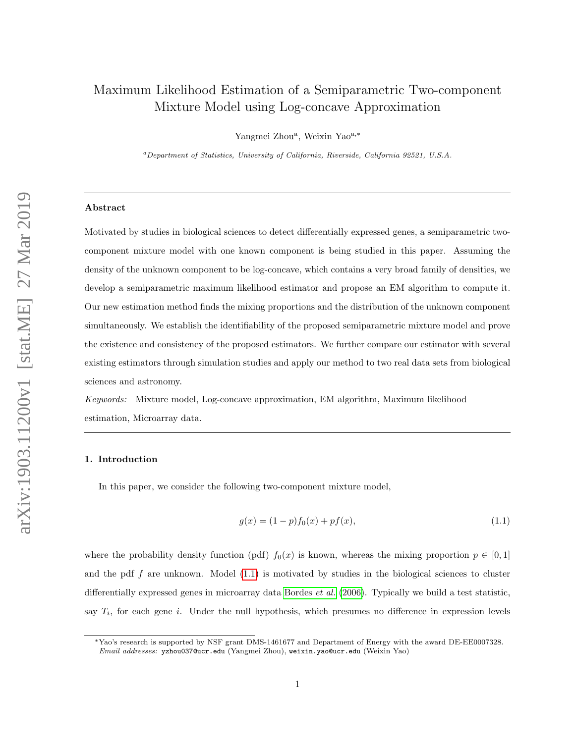# Maximum Likelihood Estimation of a Semiparametric Two-component Mixture Model using Log-concave Approximation

Yangmei Zhou[a], Weixin Yao[a,*]

[a] *Department of Statistics, University of California, Riverside, California 92521, U.S.A.*

---

### Abstract

Motivated by studies in biological sciences to detect differentially expressed genes, a semiparametric two-component mixture model with one known component is being studied in this paper. Assuming the density of the unknown component to be log-concave, which contains a very broad family of densities, we develop a semiparametric maximum likelihood estimator and propose an EM algorithm to compute it. Our new estimation method finds the mixing proportions and the distribution of the unknown component simultaneously. We establish the identifiability of the proposed semiparametric mixture model and prove the existence and consistency of the proposed estimators. We further compare our estimator with several existing estimators through simulation studies and apply our method to two real data sets from biological sciences and astronomy.

*Keywords:* Mixture model, Log-concave approximation, EM algorithm, Maximum likelihood estimation, Microarray data.

---

## 1. Introduction

In this paper, we consider the following two-component mixture model,

$$g(x) = (1-p)f_0(x) + pf(x), \tag{1.1}$$

where the probability density function (pdf) $f_0(x)$ is known, whereas the mixing proportion $p \in [0, 1]$ and the pdf $f$ are unknown. Model (1.1) is motivated by studies in the biological sciences to cluster differentially expressed genes in microarray data Bordes *et al.* (2006). Typically we build a test statistic, say $T_i$, for each gene $i$. Under the null hypothesis, which presumes no difference in expression levels

---

*Yao's research is supported by NSF grant DMS-1461677 and Department of Energy with the award DE-EE0007328.
*Email addresses:* yzhou037@ucr.edu (Yangmei Zhou), weixin.yao@ucr.edu (Weixin Yao)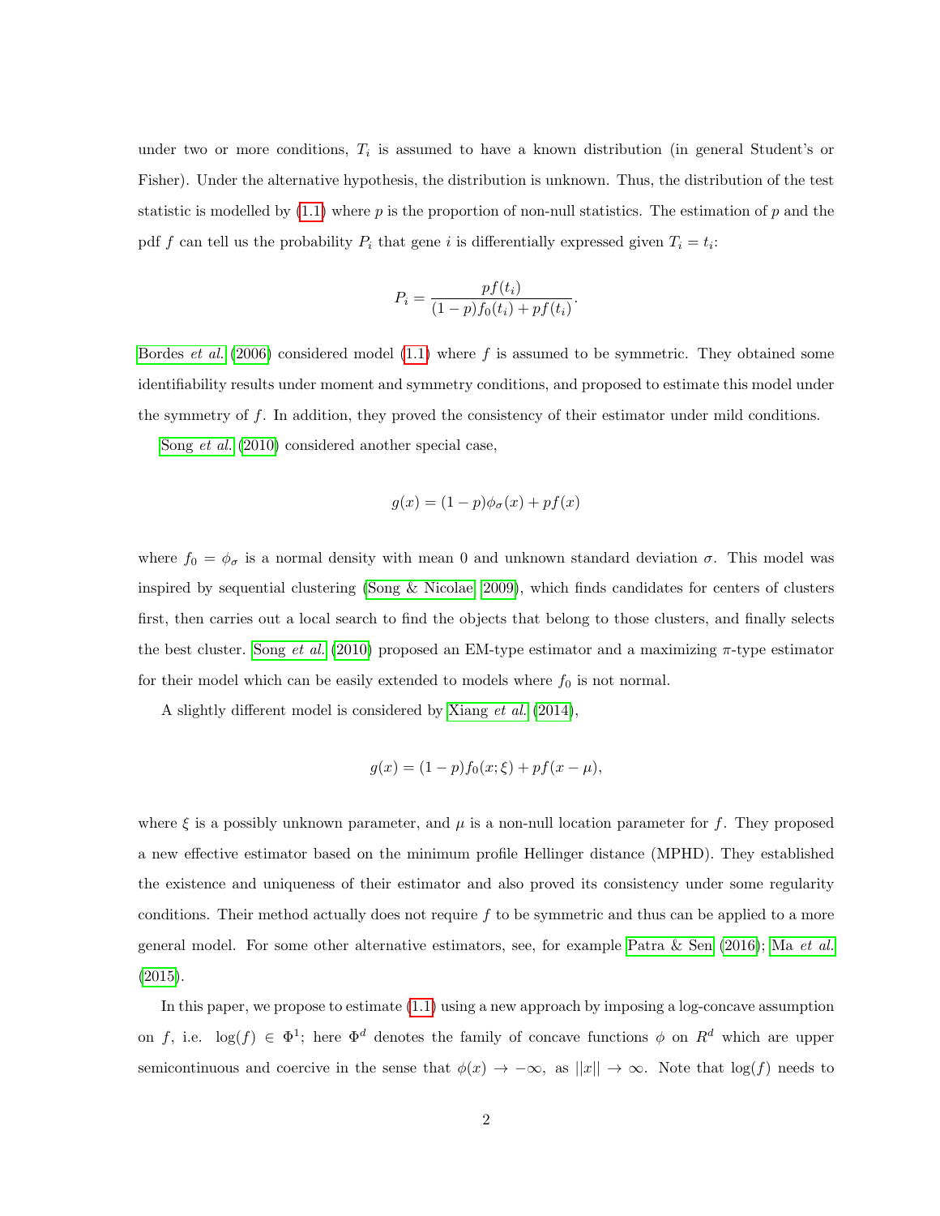under two or more conditions, $T_i$ is assumed to have a known distribution (in general Student's or Fisher). Under the alternative hypothesis, the distribution is unknown. Thus, the distribution of the test statistic is modelled by (1.1) where $p$ is the proportion of non-null statistics. The estimation of $p$ and the pdf $f$ can tell us the probability $P_i$ that gene $i$ is differentially expressed given $T_i = t_i$:

$$P_i = \frac{pf(t_i)}{(1-p)f_0(t_i) + pf(t_i)}.$$

Bordes *et al.* (2006) considered model (1.1) where $f$ is assumed to be symmetric. They obtained some identifiability results under moment and symmetry conditions, and proposed to estimate this model under the symmetry of $f$. In addition, they proved the consistency of their estimator under mild conditions.

Song *et al.* (2010) considered another special case,

$$g(x) = (1-p)\phi_\sigma(x) + pf(x)$$

where $f_0 = \phi_\sigma$ is a normal density with mean 0 and unknown standard deviation $\sigma$. This model was inspired by sequential clustering (Song & Nicolae, 2009), which finds candidates for centers of clusters first, then carries out a local search to find the objects that belong to those clusters, and finally selects the best cluster. Song *et al.* (2010) proposed an EM-type estimator and a maximizing $\pi$-type estimator for their model which can be easily extended to models where $f_0$ is not normal.

A slightly different model is considered by Xiang *et al.* (2014),

$$g(x) = (1-p)f_0(x;\xi) + pf(x-\mu),$$

where $\xi$ is a possibly unknown parameter, and $\mu$ is a non-null location parameter for $f$. They proposed a new effective estimator based on the minimum profile Hellinger distance (MPHD). They established the existence and uniqueness of their estimator and also proved its consistency under some regularity conditions. Their method actually does not require $f$ to be symmetric and thus can be applied to a more general model. For some other alternative estimators, see, for example Patra & Sen (2016); Ma *et al.* (2015).

In this paper, we propose to estimate (1.1) using a new approach by imposing a log-concave assumption on $f$, i.e. $\log(f) \in \Phi^1$; here $\Phi^d$ denotes the family of concave functions $\phi$ on $R^d$ which are upper semicontinuous and coercive in the sense that $\phi(x) \to -\infty$, as $||x|| \to \infty$. Note that $\log(f)$ needs to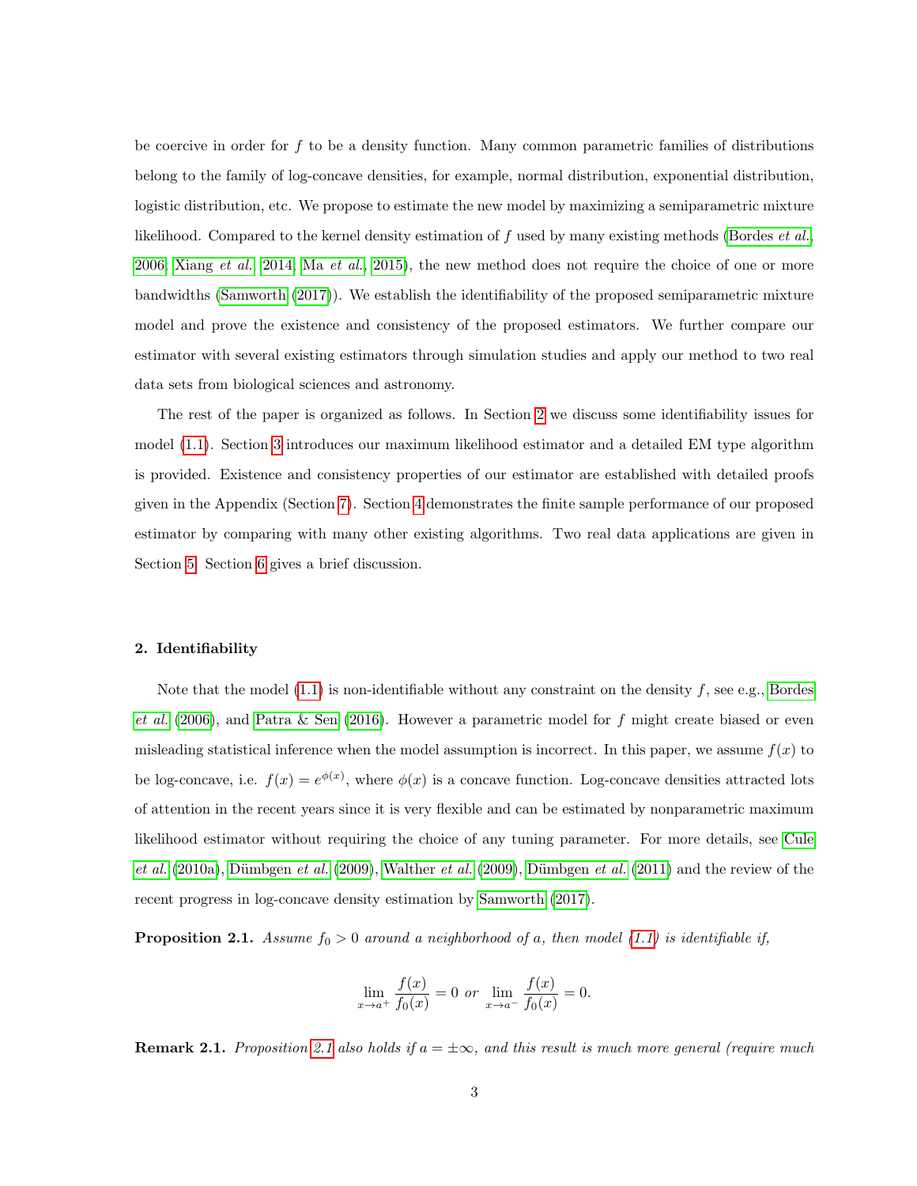be coercive in order for $f$ to be a density function. Many common parametric families of distributions belong to the family of log-concave densities, for example, normal distribution, exponential distribution, logistic distribution, etc. We propose to estimate the new model by maximizing a semiparametric mixture likelihood. Compared to the kernel density estimation of $f$ used by many existing methods (Bordes *et al.*, 2006; Xiang *et al.*, 2014; Ma *et al.*, 2015), the new method does not require the choice of one or more bandwidths (Samworth (2017)). We establish the identifiability of the proposed semiparametric mixture model and prove the existence and consistency of the proposed estimators. We further compare our estimator with several existing estimators through simulation studies and apply our method to two real data sets from biological sciences and astronomy.

The rest of the paper is organized as follows. In Section 2 we discuss some identifiability issues for model (1.1). Section 3 introduces our maximum likelihood estimator and a detailed EM type algorithm is provided. Existence and consistency properties of our estimator are established with detailed proofs given in the Appendix (Section 7). Section 4 demonstrates the finite sample performance of our proposed estimator by comparing with many other existing algorithms. Two real data applications are given in Section 5. Section 6 gives a brief discussion.

## 2. Identifiability

Note that the model (1.1) is non-identifiable without any constraint on the density $f$, see e.g., Bordes *et al.* (2006), and Patra & Sen (2016). However a parametric model for $f$ might create biased or even misleading statistical inference when the model assumption is incorrect. In this paper, we assume $f(x)$ to be log-concave, i.e. $f(x) = e^{\phi(x)}$, where $\phi(x)$ is a concave function. Log-concave densities attracted lots of attention in the recent years since it is very flexible and can be estimated by nonparametric maximum likelihood estimator without requiring the choice of any tuning parameter. For more details, see Cule *et al.* (2010a), Dümbgen *et al.* (2009), Walther *et al.* (2009), Dümbgen *et al.* (2011) and the review of the recent progress in log-concave density estimation by Samworth (2017).

**Proposition 2.1.** *Assume $f_0 > 0$ around a neighborhood of $a$, then model (1.1) is identifiable if,*

$$\lim_{x \to a^+} \frac{f(x)}{f_0(x)} = 0 \text{ or } \lim_{x \to a^-} \frac{f(x)}{f_0(x)} = 0.$$

**Remark 2.1.** *Proposition 2.1 also holds if $a = \pm\infty$, and this result is much more general (require much*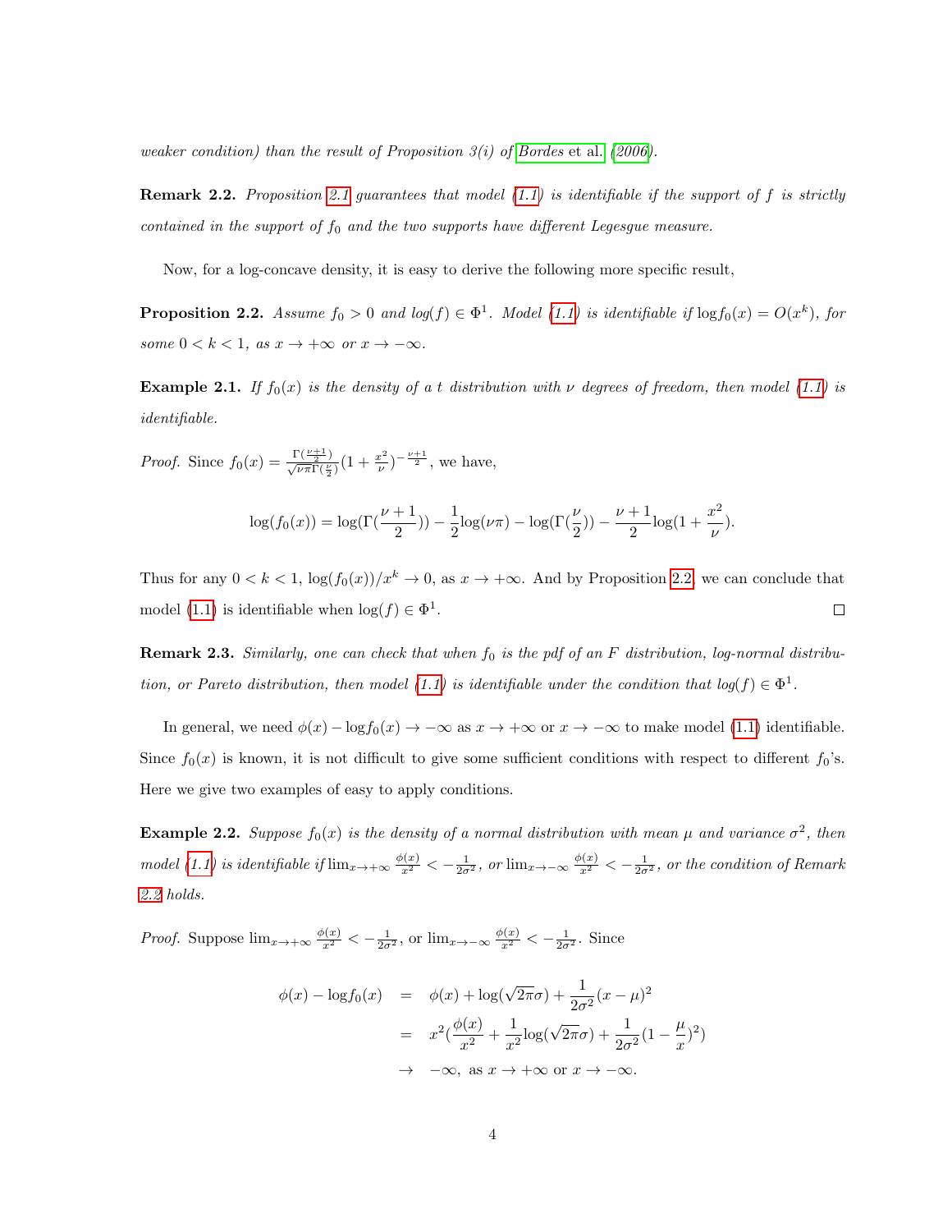*weaker condition) than the result of Proposition 3(i) of Bordes et al. (2006).*

**Remark 2.2.** *Proposition 2.1 guarantees that model (1.1) is identifiable if the support of $f$ is strictly contained in the support of $f_0$ and the two supports have different Legesgue measure.*

Now, for a log-concave density, it is easy to derive the following more specific result,

**Proposition 2.2.** *Assume $f_0 > 0$ and $log(f) \in \Phi^1$. Model (1.1) is identifiable if $\log f_0(x) = O(x^k)$, for some $0 < k < 1$, as $x \to +\infty$ or $x \to -\infty$.*

**Example 2.1.** *If $f_0(x)$ is the density of a t distribution with $\nu$ degrees of freedom, then model (1.1) is identifiable.*

*Proof.* Since $f_0(x) = \frac{\Gamma(\frac{\nu+1}{2})}{\sqrt{\nu\pi}\Gamma(\frac{\nu}{2})}(1+\frac{x^2}{\nu})^{-\frac{\nu+1}{2}}$, we have,

$$\log(f_0(x)) = \log(\Gamma(\frac{\nu+1}{2})) - \frac{1}{2}\log(\nu\pi) - \log(\Gamma(\frac{\nu}{2})) - \frac{\nu+1}{2}\log(1+\frac{x^2}{\nu}).$$

Thus for any $0 < k < 1$, $\log(f_0(x))/x^k \to 0$, as $x \to +\infty$. And by Proposition 2.2, we can conclude that model (1.1) is identifiable when $\log(f) \in \Phi^1$. $\square$

**Remark 2.3.** *Similarly, one can check that when $f_0$ is the pdf of an F distribution, log-normal distribution, or Pareto distribution, then model (1.1) is identifiable under the condition that $log(f) \in \Phi^1$.*

In general, we need $\phi(x) - \log f_0(x) \to -\infty$ as $x \to +\infty$ or $x \to -\infty$ to make model (1.1) identifiable. Since $f_0(x)$ is known, it is not difficult to give some sufficient conditions with respect to different $f_0$'s. Here we give two examples of easy to apply conditions.

**Example 2.2.** *Suppose $f_0(x)$ is the density of a normal distribution with mean $\mu$ and variance $\sigma^2$, then model (1.1) is identifiable if $\lim_{x\to+\infty} \frac{\phi(x)}{x^2} < -\frac{1}{2\sigma^2}$, or $\lim_{x\to-\infty} \frac{\phi(x)}{x^2} < -\frac{1}{2\sigma^2}$, or the condition of Remark 2.2 holds.*

*Proof.* Suppose $\lim_{x\to+\infty} \frac{\phi(x)}{x^2} < -\frac{1}{2\sigma^2}$, or $\lim_{x\to-\infty} \frac{\phi(x)}{x^2} < -\frac{1}{2\sigma^2}$. Since

$$\begin{aligned}
\phi(x) - \log f_0(x) &= \phi(x) + \log(\sqrt{2\pi}\sigma) + \frac{1}{2\sigma^2}(x-\mu)^2 \\
&= x^2(\frac{\phi(x)}{x^2} + \frac{1}{x^2}\log(\sqrt{2\pi}\sigma) + \frac{1}{2\sigma^2}(1-\frac{\mu}{x})^2) \\
&\to -\infty, \text{ as } x \to +\infty \text{ or } x \to -\infty.
\end{aligned}$$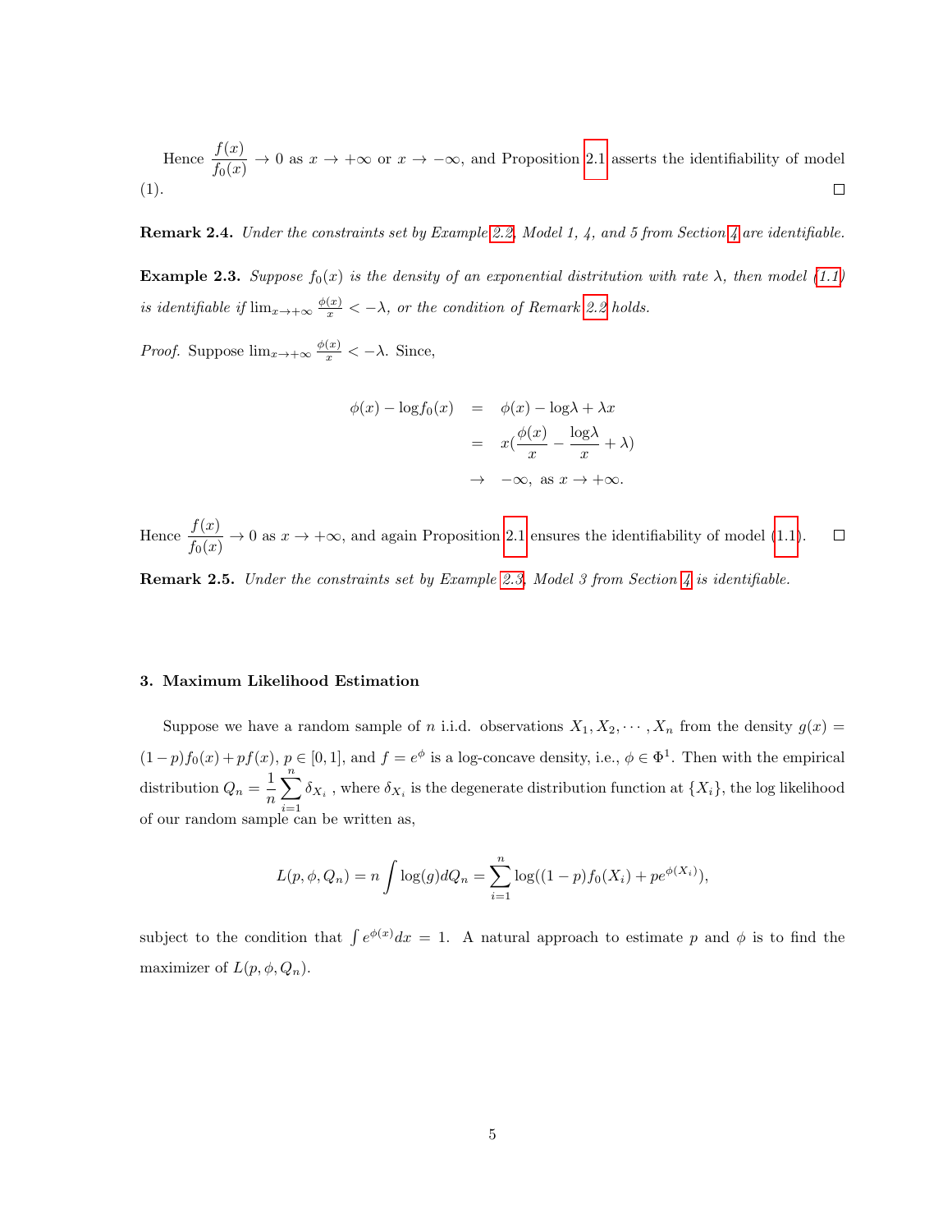Hence $\dfrac{f(x)}{f_0(x)} \to 0$ as $x \to +\infty$ or $x \to -\infty$, and Proposition 2.1 asserts the identifiability of model (1). $\square$

**Remark 2.4.** *Under the constraints set by Example 2.2, Model 1, 4, and 5 from Section 4 are identifiable.*

**Example 2.3.** *Suppose $f_0(x)$ is the density of an exponential distritution with rate $\lambda$, then model (1.1) is identifiable if $\lim_{x\to+\infty} \frac{\phi(x)}{x} < -\lambda$, or the condition of Remark 2.2 holds.*

*Proof.* Suppose $\lim_{x\to+\infty} \frac{\phi(x)}{x} < -\lambda$. Since,

$$
\begin{aligned}
\phi(x) - \log f_0(x) &= \phi(x) - \log\lambda + \lambda x \\
&= x\left(\frac{\phi(x)}{x} - \frac{\log\lambda}{x} + \lambda\right) \\
&\to -\infty, \text{ as } x \to +\infty.
\end{aligned}
$$

Hence $\dfrac{f(x)}{f_0(x)} \to 0$ as $x \to +\infty$, and again Proposition 2.1 ensures the identifiability of model (1.1). $\square$

**Remark 2.5.** *Under the constraints set by Example 2.3, Model 3 from Section 4 is identifiable.*

### 3. Maximum Likelihood Estimation

Suppose we have a random sample of $n$ i.i.d. observations $X_1, X_2, \cdots, X_n$ from the density $g(x) = (1-p)f_0(x) + pf(x)$, $p \in [0,1]$, and $f = e^{\phi}$ is a log-concave density, i.e., $\phi \in \Phi^1$. Then with the empirical distribution $Q_n = \dfrac{1}{n}\sum_{i=1}^{n} \delta_{X_i}$, where $\delta_{X_i}$ is the degenerate distribution function at $\{X_i\}$, the log likelihood of our random sample can be written as,

$$
L(p, \phi, Q_n) = n \int \log(g) dQ_n = \sum_{i=1}^{n} \log((1-p)f_0(X_i) + pe^{\phi(X_i)}),
$$

subject to the condition that $\int e^{\phi(x)}dx = 1$. A natural approach to estimate $p$ and $\phi$ is to find the maximizer of $L(p, \phi, Q_n)$.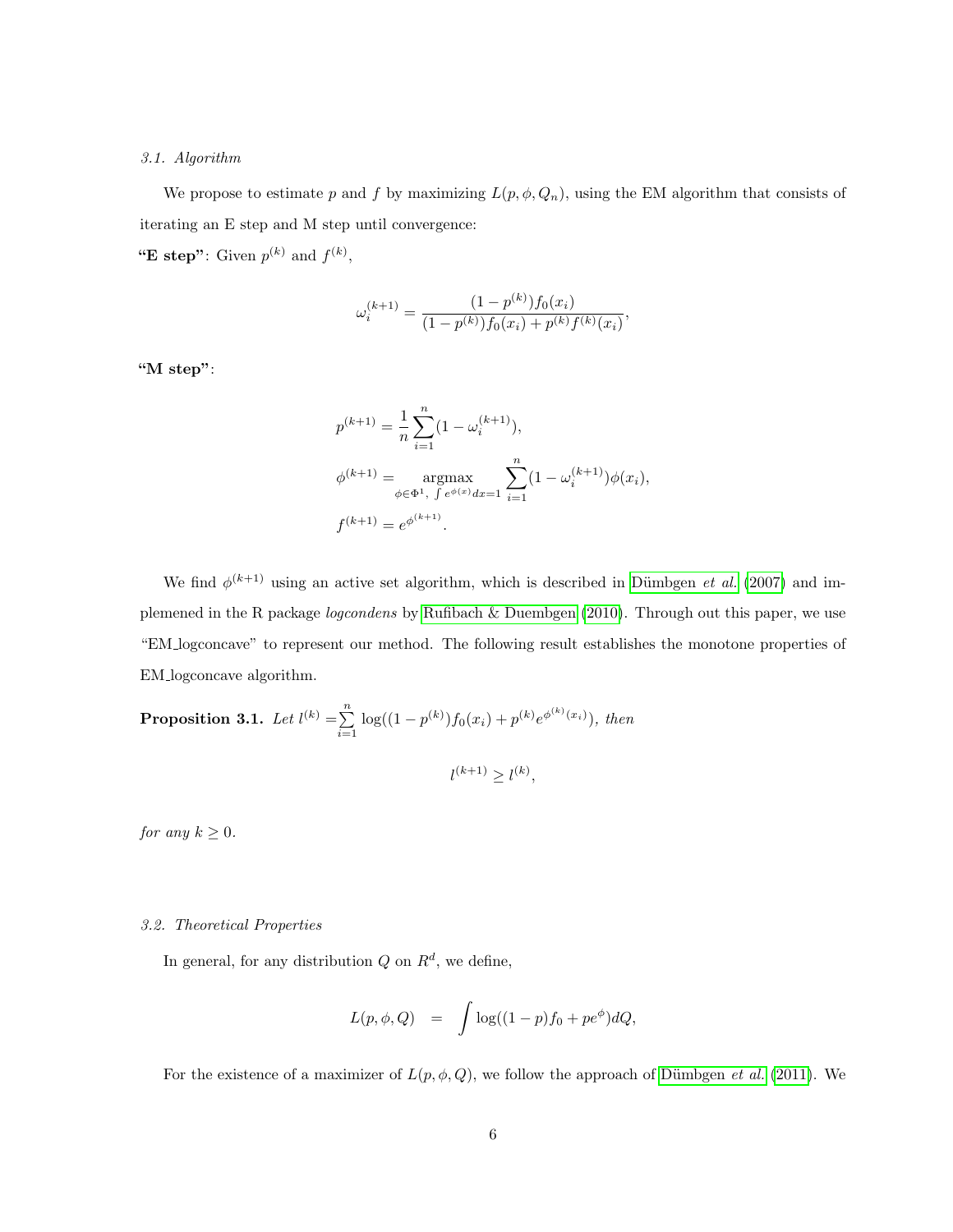### 3.1. Algorithm

We propose to estimate $p$ and $f$ by maximizing $L(p, \phi, Q_n)$, using the EM algorithm that consists of iterating an E step and M step until convergence:

**"E step"**: Given $p^{(k)}$ and $f^{(k)}$,

$$\omega_i^{(k+1)} = \frac{(1-p^{(k)})f_0(x_i)}{(1-p^{(k)})f_0(x_i) + p^{(k)}f^{(k)}(x_i)},$$

**"M step"**:

$$p^{(k+1)} = \frac{1}{n}\sum_{i=1}^{n}(1-\omega_i^{(k+1)}),$$

$$\phi^{(k+1)} = \underset{\phi \in \Phi^1,\ \int e^{\phi(x)}dx=1}{\operatorname{argmax}} \sum_{i=1}^{n}(1-\omega_i^{(k+1)})\phi(x_i),$$

$$f^{(k+1)} = e^{\phi^{(k+1)}}.$$

We find $\phi^{(k+1)}$ using an active set algorithm, which is described in Dümbgen *et al.* (2007) and implemened in the R package *logcondens* by Rufibach & Duembgen (2010). Through out this paper, we use "EM_logconcave" to represent our method. The following result establishes the monotone properties of EM_logconcave algorithm.

**Proposition 3.1.** *Let* $l^{(k)} = \sum_{i=1}^{n} \log((1-p^{(k)})f_0(x_i) + p^{(k)}e^{\phi^{(k)}(x_i)})$, *then*

$$l^{(k+1)} \geq l^{(k)},$$

*for any* $k \geq 0$.

### 3.2. Theoretical Properties

In general, for any distribution $Q$ on $R^d$, we define,

$$L(p, \phi, Q) \quad = \quad \int \log((1-p)f_0 + pe^{\phi})dQ,$$

For the existence of a maximizer of $L(p, \phi, Q)$, we follow the approach of Dümbgen *et al.* (2011). We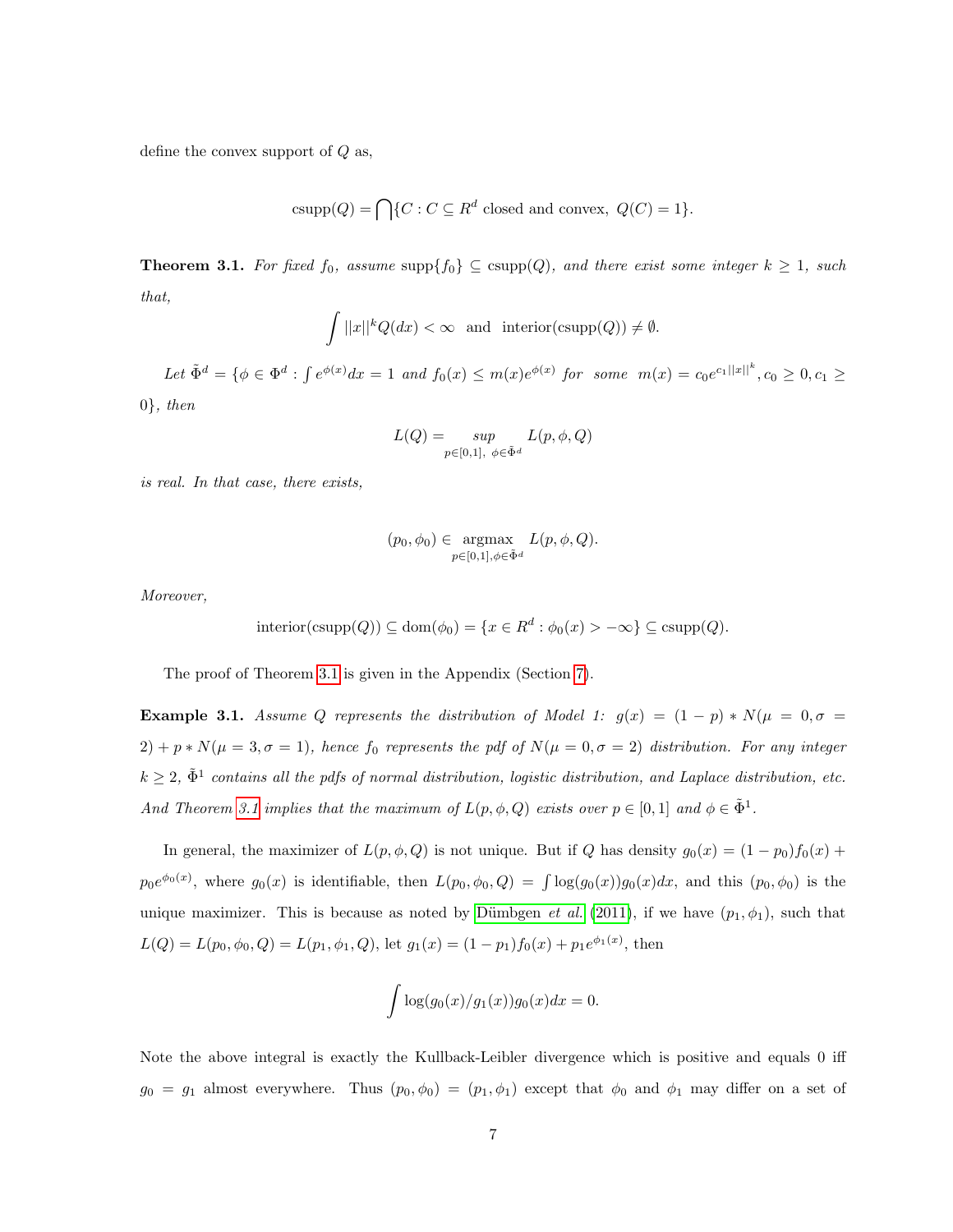define the convex support of $Q$ as,

$$\text{csupp}(Q) = \bigcap\{C : C \subseteq R^d \text{ closed and convex, } Q(C) = 1\}.$$

**Theorem 3.1.** *For fixed $f_0$, assume $\text{supp}\{f_0\} \subseteq \text{csupp}(Q)$, and there exist some integer $k \geq 1$, such that,*

$$\int ||x||^k Q(dx) < \infty \quad \text{and} \quad \text{interior}(\text{csupp}(Q)) \neq \emptyset.$$

*Let $\tilde{\Phi}^d = \{\phi \in \Phi^d : \int e^{\phi(x)}dx = 1 \text{ and } f_0(x) \leq m(x)e^{\phi(x)} \text{ for some } m(x) = c_0 e^{c_1||x||^k}, c_0 \geq 0, c_1 \geq 0\}$, then*

$$L(Q) = \sup_{p\in[0,1],\ \phi\in\tilde{\Phi}^d} L(p, \phi, Q)$$

*is real. In that case, there exists,*

$$(p_0, \phi_0) \in \operatorname*{argmax}_{p\in[0,1],\phi\in\tilde{\Phi}^d} L(p, \phi, Q).$$

*Moreover,*

$$\text{interior}(\text{csupp}(Q)) \subseteq \text{dom}(\phi_0) = \{x \in R^d : \phi_0(x) > -\infty\} \subseteq \text{csupp}(Q).$$

The proof of Theorem 3.1 is given in the Appendix (Section 7).

**Example 3.1.** *Assume $Q$ represents the distribution of Model 1: $g(x) = (1-p) * N(\mu = 0, \sigma = 2) + p * N(\mu = 3, \sigma = 1)$, hence $f_0$ represents the pdf of $N(\mu = 0, \sigma = 2)$ distribution. For any integer $k \geq 2$, $\tilde{\Phi}^1$ contains all the pdfs of normal distribution, logistic distribution, and Laplace distribution, etc. And Theorem 3.1 implies that the maximum of $L(p, \phi, Q)$ exists over $p \in [0, 1]$ and $\phi \in \tilde{\Phi}^1$.*

In general, the maximizer of $L(p, \phi, Q)$ is not unique. But if $Q$ has density $g_0(x) = (1 - p_0)f_0(x) + p_0 e^{\phi_0(x)}$, where $g_0(x)$ is identifiable, then $L(p_0, \phi_0, Q) = \int \log(g_0(x))g_0(x)dx$, and this $(p_0, \phi_0)$ is the unique maximizer. This is because as noted by Dümbgen *et al.* (2011), if we have $(p_1, \phi_1)$, such that $L(Q) = L(p_0, \phi_0, Q) = L(p_1, \phi_1, Q)$, let $g_1(x) = (1 - p_1)f_0(x) + p_1 e^{\phi_1(x)}$, then

$$\int \log(g_0(x)/g_1(x))g_0(x)dx = 0.$$

Note the above integral is exactly the Kullback-Leibler divergence which is positive and equals 0 iff $g_0 = g_1$ almost everywhere. Thus $(p_0, \phi_0) = (p_1, \phi_1)$ except that $\phi_0$ and $\phi_1$ may differ on a set of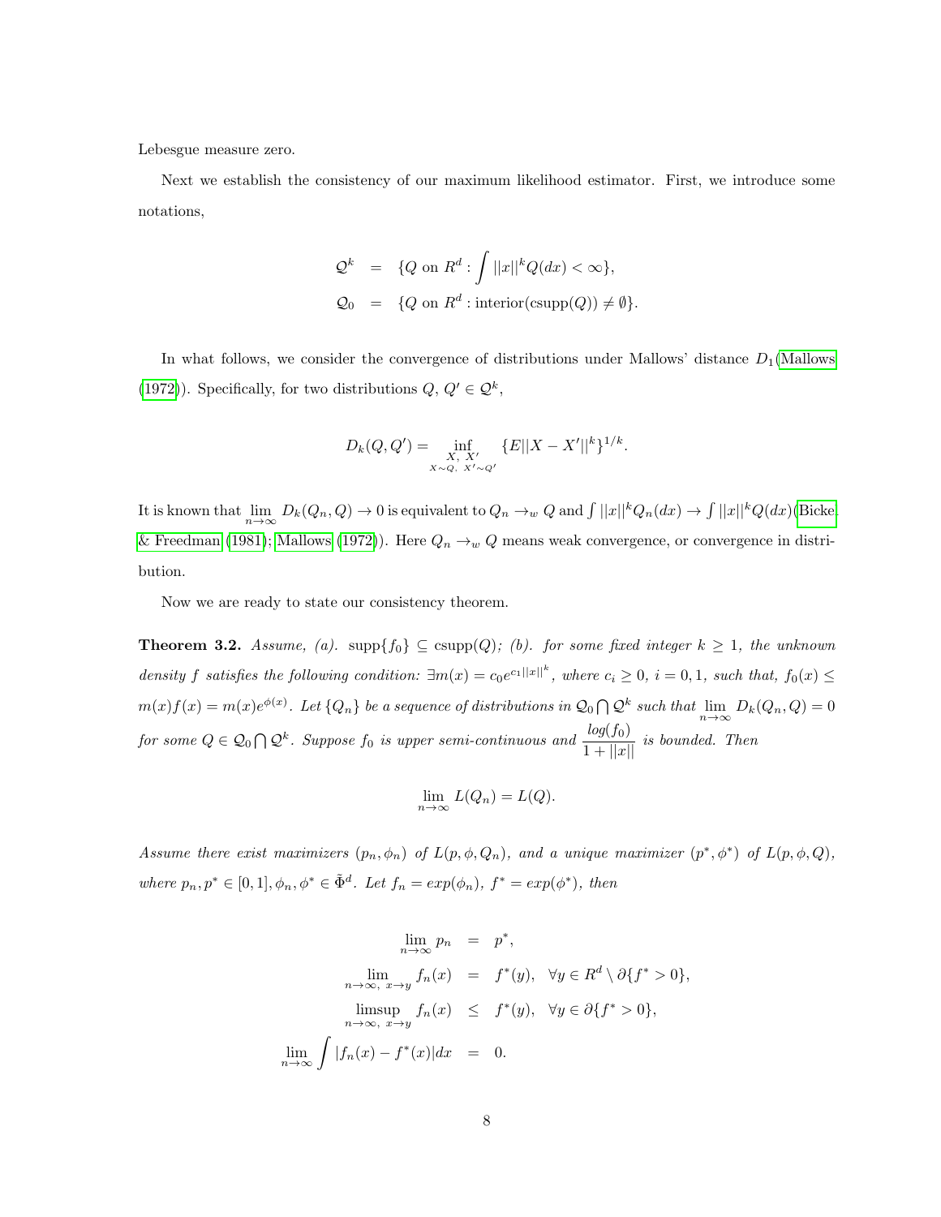Lebesgue measure zero.

Next we establish the consistency of our maximum likelihood estimator. First, we introduce some notations,

$$
\begin{aligned}
\mathcal{Q}^k &= \{Q \text{ on } R^d : \int ||x||^k Q(dx) < \infty\}, \\
\mathcal{Q}_0 &= \{Q \text{ on } R^d : \text{interior}(\text{csupp}(Q)) \neq \emptyset\}.
\end{aligned}
$$

In what follows, we consider the convergence of distributions under Mallows' distance $D_1$(Mallows (1972)). Specifically, for two distributions $Q,\ Q' \in \mathcal{Q}^k$,

$$
D_k(Q, Q') = \inf_{\substack{X,\ X' \\ X \sim Q,\ X' \sim Q'}} \{E||X - X'||^k\}^{1/k}.
$$

It is known that $\lim_{n\to\infty} D_k(Q_n, Q) \to 0$ is equivalent to $Q_n \to_w Q$ and $\int ||x||^k Q_n(dx) \to \int ||x||^k Q(dx)$(Bickel & Freedman (1981); Mallows (1972)). Here $Q_n \to_w Q$ means weak convergence, or convergence in distribution.

Now we are ready to state our consistency theorem.

**Theorem 3.2.** *Assume, (a). $\text{supp}\{f_0\} \subseteq \text{csupp}(Q)$; (b). for some fixed integer $k \geq 1$, the unknown density $f$ satisfies the following condition: $\exists m(x) = c_0 e^{c_1||x||^k}$, where $c_i \geq 0$, $i = 0, 1$, such that, $f_0(x) \leq m(x)f(x) = m(x)e^{\phi(x)}$. Let $\{Q_n\}$ be a sequence of distributions in $\mathcal{Q}_0 \bigcap \mathcal{Q}^k$ such that $\lim_{n\to\infty} D_k(Q_n, Q) = 0$ for some $Q \in \mathcal{Q}_0 \bigcap \mathcal{Q}^k$. Suppose $f_0$ is upper semi-continuous and $\dfrac{log(f_0)}{1+||x||}$ is bounded. Then*

$$
\lim_{n\to\infty} L(Q_n) = L(Q).
$$

*Assume there exist maximizers $(p_n, \phi_n)$ of $L(p, \phi, Q_n)$, and a unique maximizer $(p^*, \phi^*)$ of $L(p, \phi, Q)$, where $p_n, p^* \in [0, 1], \phi_n, \phi^* \in \tilde{\Phi}^d$. Let $f_n = exp(\phi_n)$, $f^* = exp(\phi^*)$, then*

$$
\begin{aligned}
\lim_{n\to\infty} p_n &= p^*, \\
\lim_{n\to\infty,\ x\to y} f_n(x) &= f^*(y), \quad \forall y \in R^d \setminus \partial\{f^* > 0\}, \\
\limsup_{n\to\infty,\ x\to y} f_n(x) &\leq f^*(y), \quad \forall y \in \partial\{f^* > 0\}, \\
\lim_{n\to\infty} \int |f_n(x) - f^*(x)|dx &= 0.
\end{aligned}
$$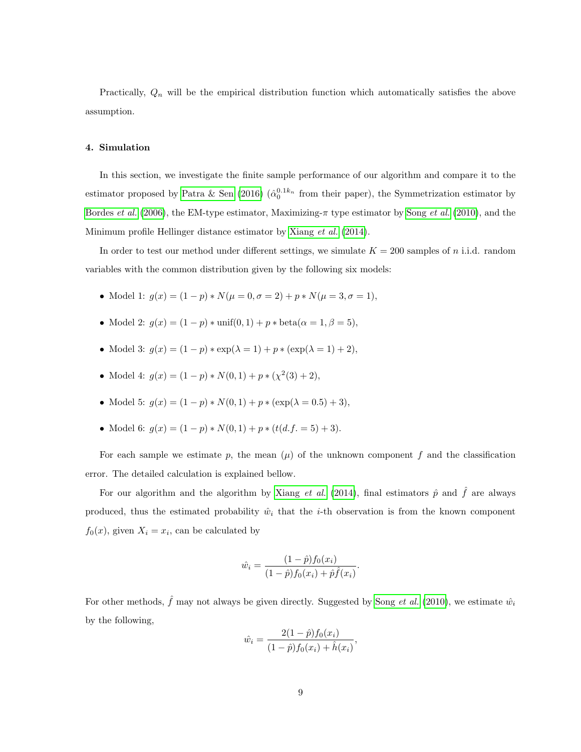Practically, $Q_n$ will be the empirical distribution function which automatically satisfies the above assumption.

#### 4. Simulation

In this section, we investigate the finite sample performance of our algorithm and compare it to the estimator proposed by Patra & Sen (2016) ($\hat{\alpha}_0^{0.1k_n}$ from their paper), the Symmetrization estimator by Bordes *et al.* (2006), the EM-type estimator, Maximizing-$\pi$ type estimator by Song *et al.* (2010), and the Minimum profile Hellinger distance estimator by Xiang *et al.* (2014).

In order to test our method under different settings, we simulate $K = 200$ samples of $n$ i.i.d. random variables with the common distribution given by the following six models:

- Model 1: $g(x) = (1 - p) * N(\mu = 0, \sigma = 2) + p * N(\mu = 3, \sigma = 1)$,
- Model 2: $g(x) = (1 - p) * \text{unif}(0, 1) + p * \text{beta}(\alpha = 1, \beta = 5)$,
- Model 3: $g(x) = (1 - p) * \exp(\lambda = 1) + p * (\exp(\lambda = 1) + 2)$,
- Model 4: $g(x) = (1 - p) * N(0, 1) + p * (\chi^2(3) + 2)$,
- Model 5: $g(x) = (1 - p) * N(0, 1) + p * (\exp(\lambda = 0.5) + 3)$,
- Model 6: $g(x) = (1 - p) * N(0, 1) + p * (t(d.f. = 5) + 3)$.

For each sample we estimate $p$, the mean ($\mu$) of the unknown component $f$ and the classification error. The detailed calculation is explained bellow.

For our algorithm and the algorithm by Xiang *et al.* (2014), final estimators $\hat{p}$ and $\hat{f}$ are always produced, thus the estimated probability $\hat{w}_i$ that the $i$-th observation is from the known component $f_0(x)$, given $X_i = x_i$, can be calculated by

$$\hat{w}_i = \frac{(1 - \hat{p}) f_0(x_i)}{(1 - \hat{p}) f_0(x_i) + \hat{p} \hat{f}(x_i)}.$$

For other methods, $\hat{f}$ may not always be given directly. Suggested by Song *et al.* (2010), we estimate $\hat{w}_i$ by the following,

$$\hat{w}_i = \frac{2(1 - \hat{p}) f_0(x_i)}{(1 - \hat{p}) f_0(x_i) + \hat{h}(x_i)},$$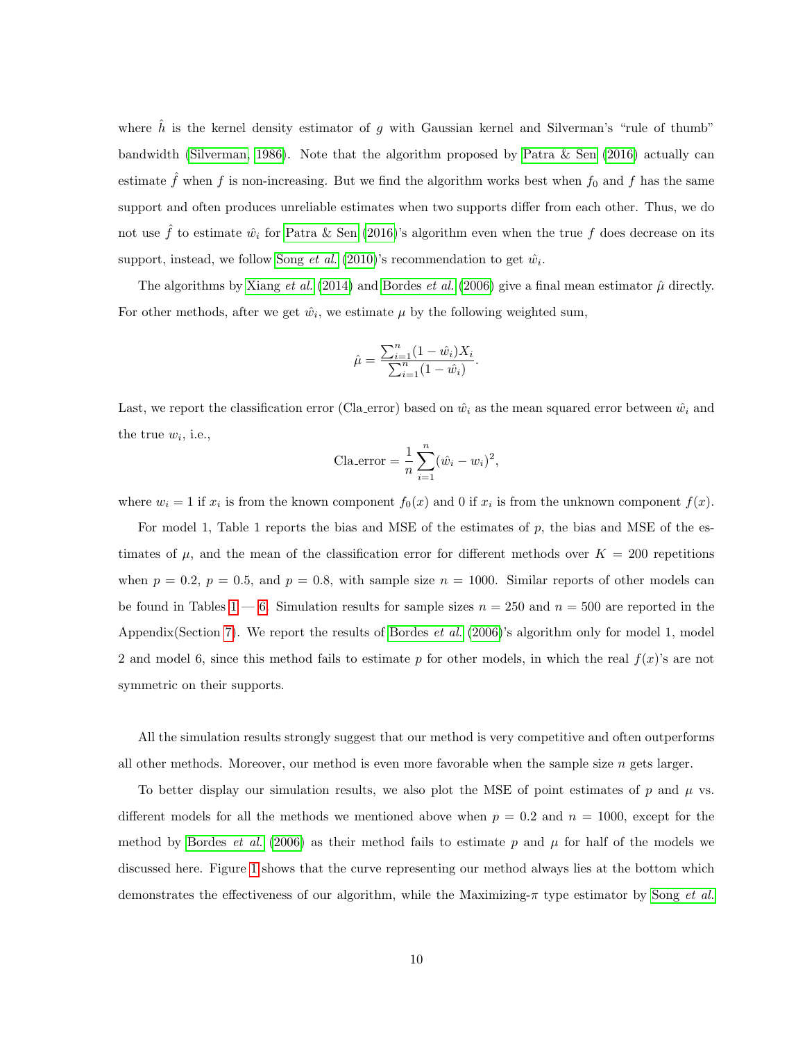where $\hat{h}$ is the kernel density estimator of $g$ with Gaussian kernel and Silverman's "rule of thumb" bandwidth (Silverman, 1986). Note that the algorithm proposed by Patra & Sen (2016) actually can estimate $\hat{f}$ when $f$ is non-increasing. But we find the algorithm works best when $f_0$ and $f$ has the same support and often produces unreliable estimates when two supports differ from each other. Thus, we do not use $\hat{f}$ to estimate $\hat{w}_i$ for Patra & Sen (2016)'s algorithm even when the true $f$ does decrease on its support, instead, we follow Song *et al.* (2010)'s recommendation to get $\hat{w}_i$.

The algorithms by Xiang *et al.* (2014) and Bordes *et al.* (2006) give a final mean estimator $\hat{\mu}$ directly. For other methods, after we get $\hat{w}_i$, we estimate $\mu$ by the following weighted sum,

$$\hat{\mu} = \frac{\sum_{i=1}^{n}(1-\hat{w}_i)X_i}{\sum_{i=1}^{n}(1-\hat{w}_i)}.$$

Last, we report the classification error (Cla_error) based on $\hat{w}_i$ as the mean squared error between $\hat{w}_i$ and the true $w_i$, i.e.,

$$\text{Cla\_error} = \frac{1}{n}\sum_{i=1}^{n}(\hat{w}_i - w_i)^2,$$

where $w_i = 1$ if $x_i$ is from the known component $f_0(x)$ and 0 if $x_i$ is from the unknown component $f(x)$.

For model 1, Table 1 reports the bias and MSE of the estimates of $p$, the bias and MSE of the estimates of $\mu$, and the mean of the classification error for different methods over $K = 200$ repetitions when $p = 0.2$, $p = 0.5$, and $p = 0.8$, with sample size $n = 1000$. Similar reports of other models can be found in Tables 1 — 6. Simulation results for sample sizes $n = 250$ and $n = 500$ are reported in the Appendix(Section 7). We report the results of Bordes *et al.* (2006)'s algorithm only for model 1, model 2 and model 6, since this method fails to estimate $p$ for other models, in which the real $f(x)$'s are not symmetric on their supports.

All the simulation results strongly suggest that our method is very competitive and often outperforms all other methods. Moreover, our method is even more favorable when the sample size $n$ gets larger.

To better display our simulation results, we also plot the MSE of point estimates of $p$ and $\mu$ vs. different models for all the methods we mentioned above when $p = 0.2$ and $n = 1000$, except for the method by Bordes *et al.* (2006) as their method fails to estimate $p$ and $\mu$ for half of the models we discussed here. Figure 1 shows that the curve representing our method always lies at the bottom which demonstrates the effectiveness of our algorithm, while the Maximizing-$\pi$ type estimator by Song *et al.*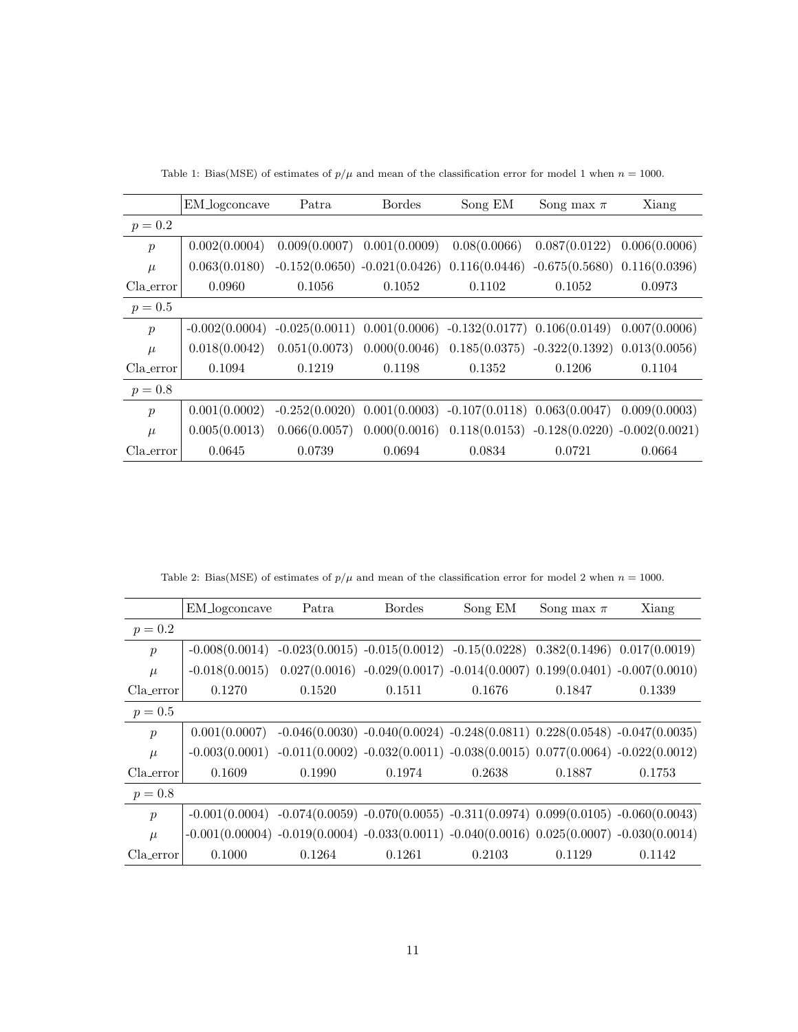Table 1: Bias(MSE) of estimates of $p/\mu$ and mean of the classification error for model 1 when $n = 1000$.

| | EM_logconcave | Patra | Bordes | Song EM | Song max $\pi$ | Xiang |
|---|---|---|---|---|---|---|
| $p = 0.2$ | | | | | | |
| $p$ | 0.002(0.0004) | 0.009(0.0007) | 0.001(0.0009) | 0.08(0.0066) | 0.087(0.0122) | 0.006(0.0006) |
| $\mu$ | 0.063(0.0180) | -0.152(0.0650) | -0.021(0.0426) | 0.116(0.0446) | -0.675(0.5680) | 0.116(0.0396) |
| Cla_error | 0.0960 | 0.1056 | 0.1052 | 0.1102 | 0.1052 | 0.0973 |
| $p = 0.5$ | | | | | | |
| $p$ | -0.002(0.0004) | -0.025(0.0011) | 0.001(0.0006) | -0.132(0.0177) | 0.106(0.0149) | 0.007(0.0006) |
| $\mu$ | 0.018(0.0042) | 0.051(0.0073) | 0.000(0.0046) | 0.185(0.0375) | -0.322(0.1392) | 0.013(0.0056) |
| Cla_error | 0.1094 | 0.1219 | 0.1198 | 0.1352 | 0.1206 | 0.1104 |
| $p = 0.8$ | | | | | | |
| $p$ | 0.001(0.0002) | -0.252(0.0020) | 0.001(0.0003) | -0.107(0.0118) | 0.063(0.0047) | 0.009(0.0003) |
| $\mu$ | 0.005(0.0013) | 0.066(0.0057) | 0.000(0.0016) | 0.118(0.0153) | -0.128(0.0220) | -0.002(0.0021) |
| Cla_error | 0.0645 | 0.0739 | 0.0694 | 0.0834 | 0.0721 | 0.0664 |

Table 2: Bias(MSE) of estimates of $p/\mu$ and mean of the classification error for model 2 when $n = 1000$.

| | EM_logconcave | Patra | Bordes | Song EM | Song max $\pi$ | Xiang |
|---|---|---|---|---|---|---|
| $p = 0.2$ | | | | | | |
| $p$ | -0.008(0.0014) | -0.023(0.0015) | -0.015(0.0012) | -0.15(0.0228) | 0.382(0.1496) | 0.017(0.0019) |
| $\mu$ | -0.018(0.0015) | 0.027(0.0016) | -0.029(0.0017) | -0.014(0.0007) | 0.199(0.0401) | -0.007(0.0010) |
| Cla_error | 0.1270 | 0.1520 | 0.1511 | 0.1676 | 0.1847 | 0.1339 |
| $p = 0.5$ | | | | | | |
| $p$ | 0.001(0.0007) | -0.046(0.0030) | -0.040(0.0024) | -0.248(0.0811) | 0.228(0.0548) | -0.047(0.0035) |
| $\mu$ | -0.003(0.0001) | -0.011(0.0002) | -0.032(0.0011) | -0.038(0.0015) | 0.077(0.0064) | -0.022(0.0012) |
| Cla_error | 0.1609 | 0.1990 | 0.1974 | 0.2638 | 0.1887 | 0.1753 |
| $p = 0.8$ | | | | | | |
| $p$ | -0.001(0.0004) | -0.074(0.0059) | -0.070(0.0055) | -0.311(0.0974) | 0.099(0.0105) | -0.060(0.0043) |
| $\mu$ | -0.001(0.00004) | -0.019(0.0004) | -0.033(0.0011) | -0.040(0.0016) | 0.025(0.0007) | -0.030(0.0014) |
| Cla_error | 0.1000 | 0.1264 | 0.1261 | 0.2103 | 0.1129 | 0.1142 |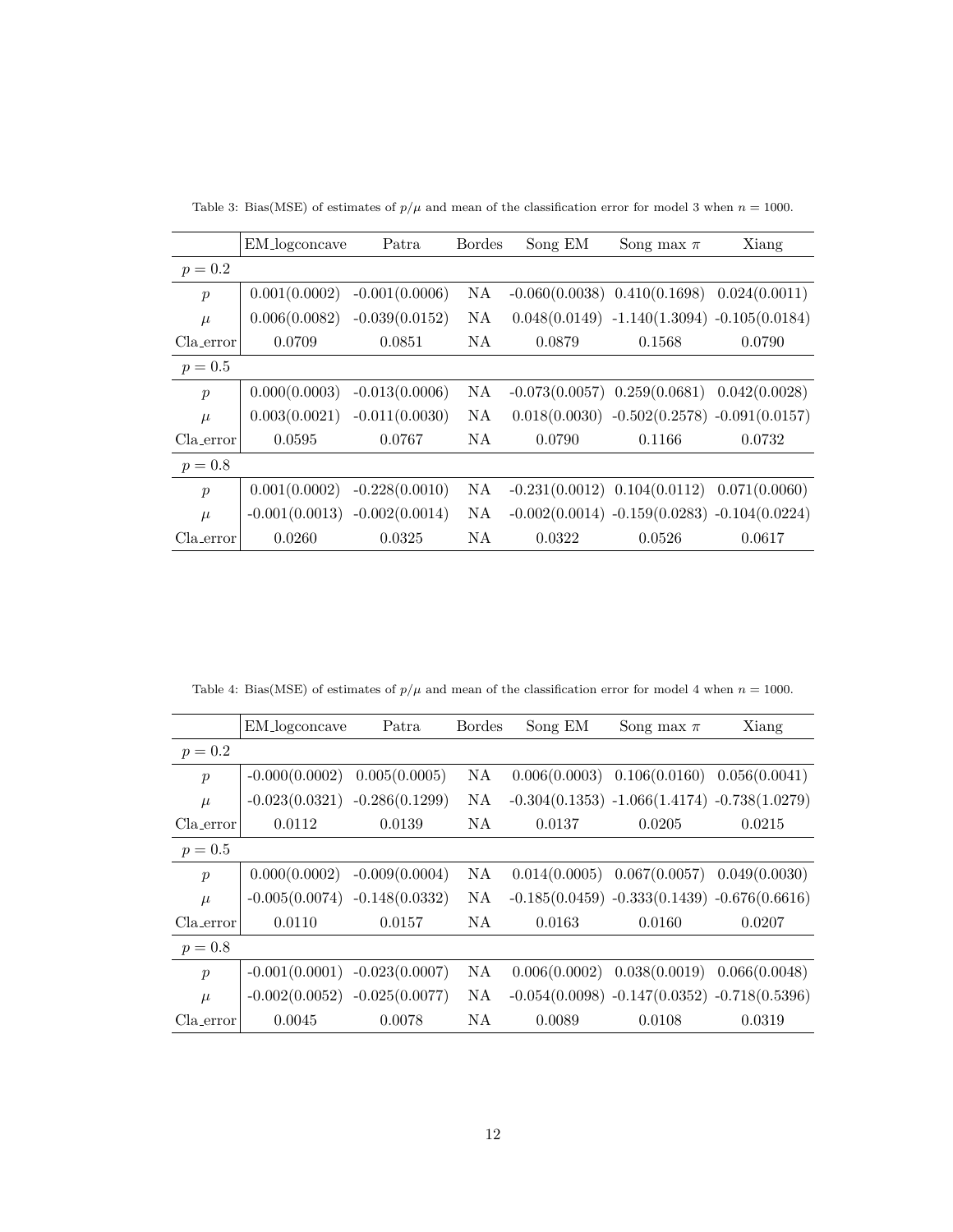Table 3: Bias(MSE) of estimates of $p/\mu$ and mean of the classification error for model 3 when $n = 1000$.

| | EM_logconcave | Patra | Bordes | Song EM | Song max $\pi$ | Xiang |
|---|---|---|---|---|---|---|
| $p = 0.2$ | | | | | | |
| $p$ | 0.001(0.0002) | -0.001(0.0006) | NA | -0.060(0.0038) | 0.410(0.1698) | 0.024(0.0011) |
| $\mu$ | 0.006(0.0082) | -0.039(0.0152) | NA | 0.048(0.0149) | -1.140(1.3094) | -0.105(0.0184) |
| Cla_error | 0.0709 | 0.0851 | NA | 0.0879 | 0.1568 | 0.0790 |
| $p = 0.5$ | | | | | | |
| $p$ | 0.000(0.0003) | -0.013(0.0006) | NA | -0.073(0.0057) | 0.259(0.0681) | 0.042(0.0028) |
| $\mu$ | 0.003(0.0021) | -0.011(0.0030) | NA | 0.018(0.0030) | -0.502(0.2578) | -0.091(0.0157) |
| Cla_error | 0.0595 | 0.0767 | NA | 0.0790 | 0.1166 | 0.0732 |
| $p = 0.8$ | | | | | | |
| $p$ | 0.001(0.0002) | -0.228(0.0010) | NA | -0.231(0.0012) | 0.104(0.0112) | 0.071(0.0060) |
| $\mu$ | -0.001(0.0013) | -0.002(0.0014) | NA | -0.002(0.0014) | -0.159(0.0283) | -0.104(0.0224) |
| Cla_error | 0.0260 | 0.0325 | NA | 0.0322 | 0.0526 | 0.0617 |

Table 4: Bias(MSE) of estimates of $p/\mu$ and mean of the classification error for model 4 when $n = 1000$.

| | EM_logconcave | Patra | Bordes | Song EM | Song max $\pi$ | Xiang |
|---|---|---|---|---|---|---|
| $p = 0.2$ | | | | | | |
| $p$ | -0.000(0.0002) | 0.005(0.0005) | NA | 0.006(0.0003) | 0.106(0.0160) | 0.056(0.0041) |
| $\mu$ | -0.023(0.0321) | -0.286(0.1299) | NA | -0.304(0.1353) | -1.066(1.4174) | -0.738(1.0279) |
| Cla_error | 0.0112 | 0.0139 | NA | 0.0137 | 0.0205 | 0.0215 |
| $p = 0.5$ | | | | | | |
| $p$ | 0.000(0.0002) | -0.009(0.0004) | NA | 0.014(0.0005) | 0.067(0.0057) | 0.049(0.0030) |
| $\mu$ | -0.005(0.0074) | -0.148(0.0332) | NA | -0.185(0.0459) | -0.333(0.1439) | -0.676(0.6616) |
| Cla_error | 0.0110 | 0.0157 | NA | 0.0163 | 0.0160 | 0.0207 |
| $p = 0.8$ | | | | | | |
| $p$ | -0.001(0.0001) | -0.023(0.0007) | NA | 0.006(0.0002) | 0.038(0.0019) | 0.066(0.0048) |
| $\mu$ | -0.002(0.0052) | -0.025(0.0077) | NA | -0.054(0.0098) | -0.147(0.0352) | -0.718(0.5396) |
| Cla_error | 0.0045 | 0.0078 | NA | 0.0089 | 0.0108 | 0.0319 |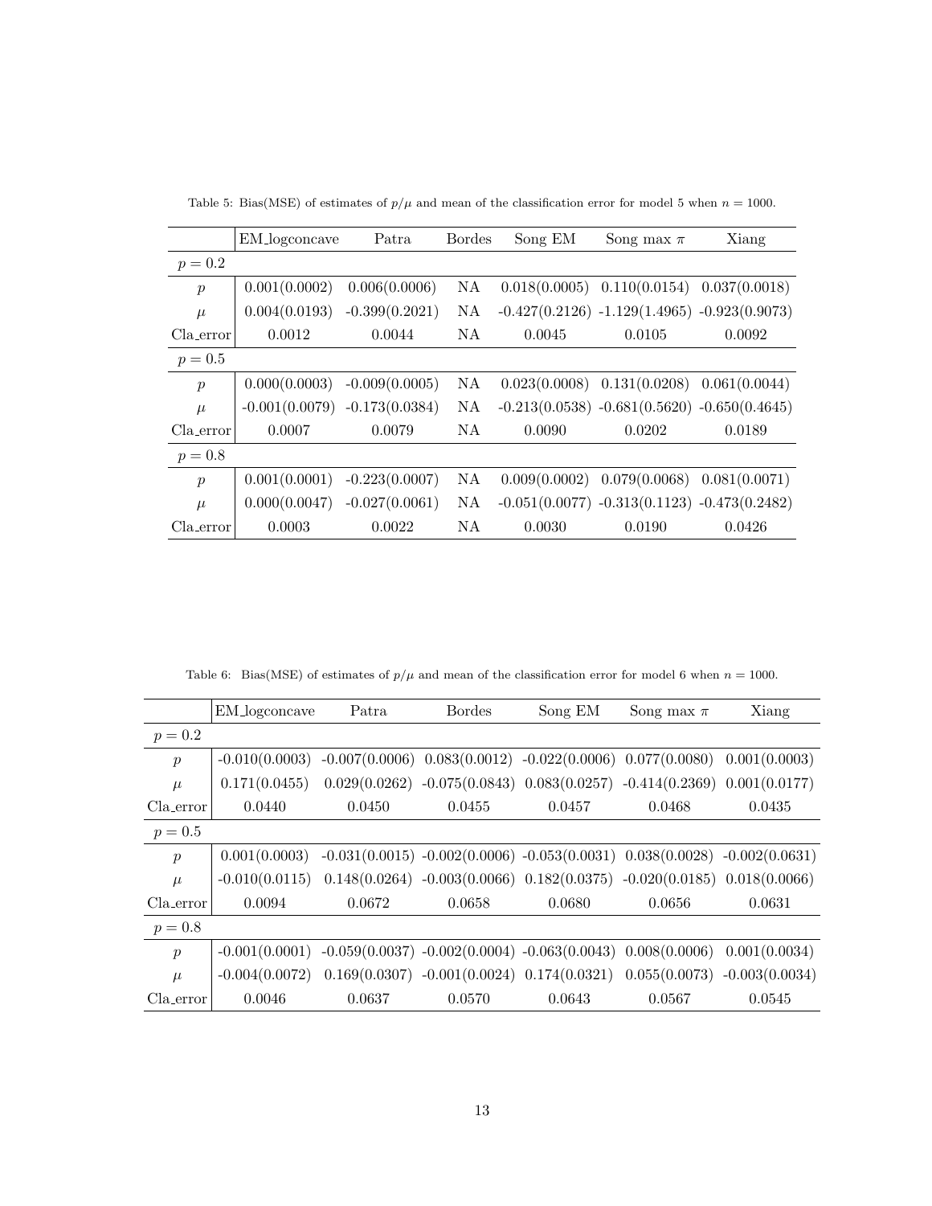Table 5: Bias(MSE) of estimates of $p/\mu$ and mean of the classification error for model 5 when $n = 1000$.

| | EM_logconcave | Patra | Bordes | Song EM | Song max $\pi$ | Xiang |
|---|---|---|---|---|---|---|
| $p = 0.2$ | | | | | | |
| $p$ | 0.001(0.0002) | 0.006(0.0006) | NA | 0.018(0.0005) | 0.110(0.0154) | 0.037(0.0018) |
| $\mu$ | 0.004(0.0193) | -0.399(0.2021) | NA | -0.427(0.2126) | -1.129(1.4965) | -0.923(0.9073) |
| Cla_error | 0.0012 | 0.0044 | NA | 0.0045 | 0.0105 | 0.0092 |
| $p = 0.5$ | | | | | | |
| $p$ | 0.000(0.0003) | -0.009(0.0005) | NA | 0.023(0.0008) | 0.131(0.0208) | 0.061(0.0044) |
| $\mu$ | -0.001(0.0079) | -0.173(0.0384) | NA | -0.213(0.0538) | -0.681(0.5620) | -0.650(0.4645) |
| Cla_error | 0.0007 | 0.0079 | NA | 0.0090 | 0.0202 | 0.0189 |
| $p = 0.8$ | | | | | | |
| $p$ | 0.001(0.0001) | -0.223(0.0007) | NA | 0.009(0.0002) | 0.079(0.0068) | 0.081(0.0071) |
| $\mu$ | 0.000(0.0047) | -0.027(0.0061) | NA | -0.051(0.0077) | -0.313(0.1123) | -0.473(0.2482) |
| Cla_error | 0.0003 | 0.0022 | NA | 0.0030 | 0.0190 | 0.0426 |

Table 6: Bias(MSE) of estimates of $p/\mu$ and mean of the classification error for model 6 when $n = 1000$.

| | EM_logconcave | Patra | Bordes | Song EM | Song max $\pi$ | Xiang |
|---|---|---|---|---|---|---|
| $p = 0.2$ | | | | | | |
| $p$ | -0.010(0.0003) | -0.007(0.0006) | 0.083(0.0012) | -0.022(0.0006) | 0.077(0.0080) | 0.001(0.0003) |
| $\mu$ | 0.171(0.0455) | 0.029(0.0262) | -0.075(0.0843) | 0.083(0.0257) | -0.414(0.2369) | 0.001(0.0177) |
| Cla_error | 0.0440 | 0.0450 | 0.0455 | 0.0457 | 0.0468 | 0.0435 |
| $p = 0.5$ | | | | | | |
| $p$ | 0.001(0.0003) | -0.031(0.0015) | -0.002(0.0006) | -0.053(0.0031) | 0.038(0.0028) | -0.002(0.0631) |
| $\mu$ | -0.010(0.0115) | 0.148(0.0264) | -0.003(0.0066) | 0.182(0.0375) | -0.020(0.0185) | 0.018(0.0066) |
| Cla_error | 0.0094 | 0.0672 | 0.0658 | 0.0680 | 0.0656 | 0.0631 |
| $p = 0.8$ | | | | | | |
| $p$ | -0.001(0.0001) | -0.059(0.0037) | -0.002(0.0004) | -0.063(0.0043) | 0.008(0.0006) | 0.001(0.0034) |
| $\mu$ | -0.004(0.0072) | 0.169(0.0307) | -0.001(0.0024) | 0.174(0.0321) | 0.055(0.0073) | -0.003(0.0034) |
| Cla_error | 0.0046 | 0.0637 | 0.0570 | 0.0643 | 0.0567 | 0.0545 |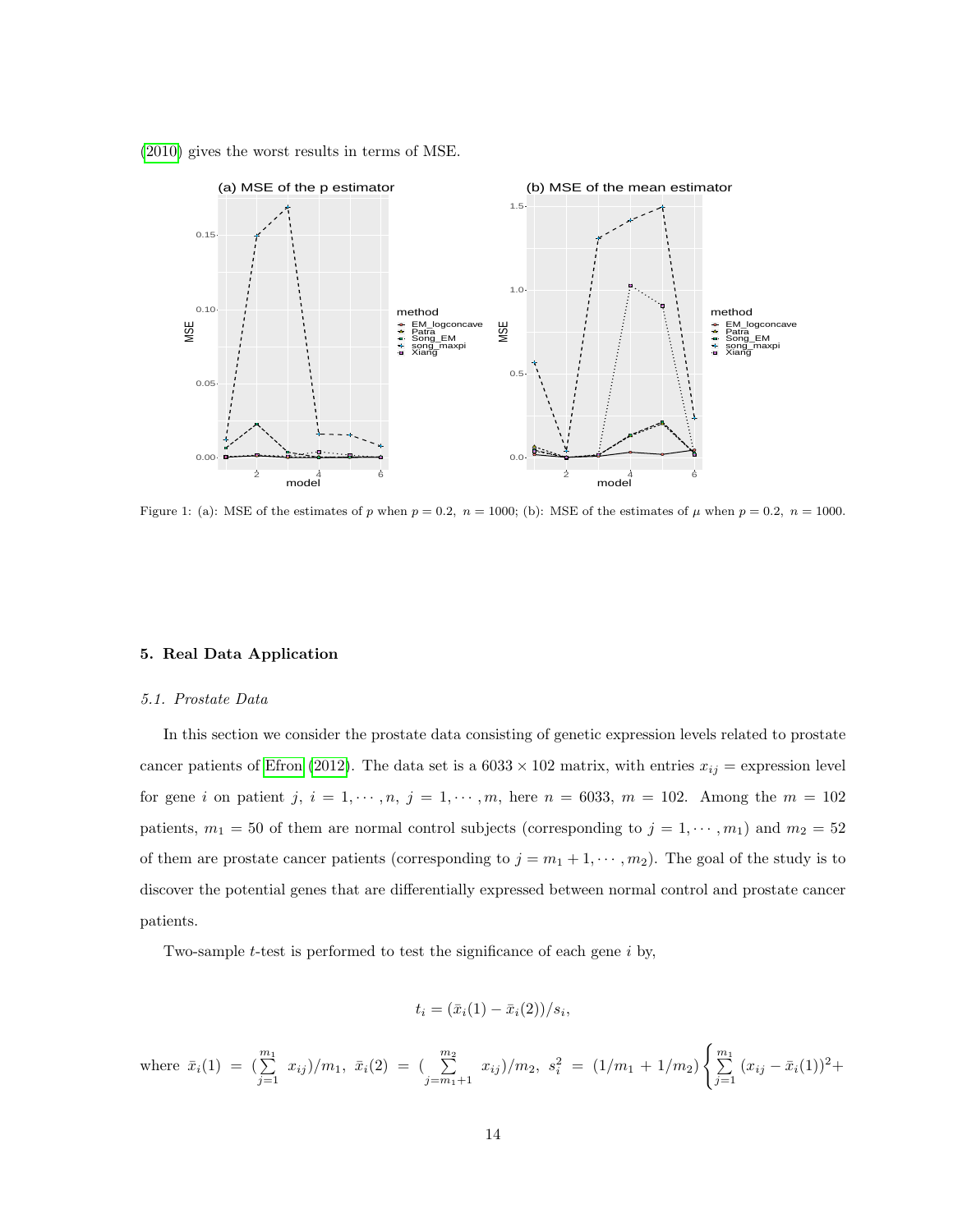(2010) gives the worst results in terms of MSE.

Figure 1: (a): MSE of the estimates of $p$ when $p = 0.2$, $n = 1000$; (b): MSE of the estimates of $\mu$ when $p = 0.2$, $n = 1000$.

## 5. Real Data Application

### 5.1. Prostate Data

In this section we consider the prostate data consisting of genetic expression levels related to prostate cancer patients of Efron (2012). The data set is a $6033 \times 102$ matrix, with entries $x_{ij}$ = expression level for gene $i$ on patient $j$, $i = 1, \cdots, n$, $j = 1, \cdots, m$, here $n = 6033$, $m = 102$. Among the $m = 102$ patients, $m_1 = 50$ of them are normal control subjects (corresponding to $j = 1, \cdots, m_1$) and $m_2 = 52$ of them are prostate cancer patients (corresponding to $j = m_1 + 1, \cdots, m_2$). The goal of the study is to discover the potential genes that are differentially expressed between normal control and prostate cancer patients.

Two-sample $t$-test is performed to test the significance of each gene $i$ by,

$$t_i = (\bar{x}_i(1) - \bar{x}_i(2))/s_i,$$

where $\bar{x}_i(1) = (\sum_{j=1}^{m_1} x_{ij})/m_1$, $\bar{x}_i(2) = (\sum_{j=m_1+1}^{m_2} x_{ij})/m_2$, $s_i^2 = (1/m_1 + 1/m_2)\left\{\sum_{j=1}^{m_1} (x_{ij} - \bar{x}_i(1))^2 + \right.$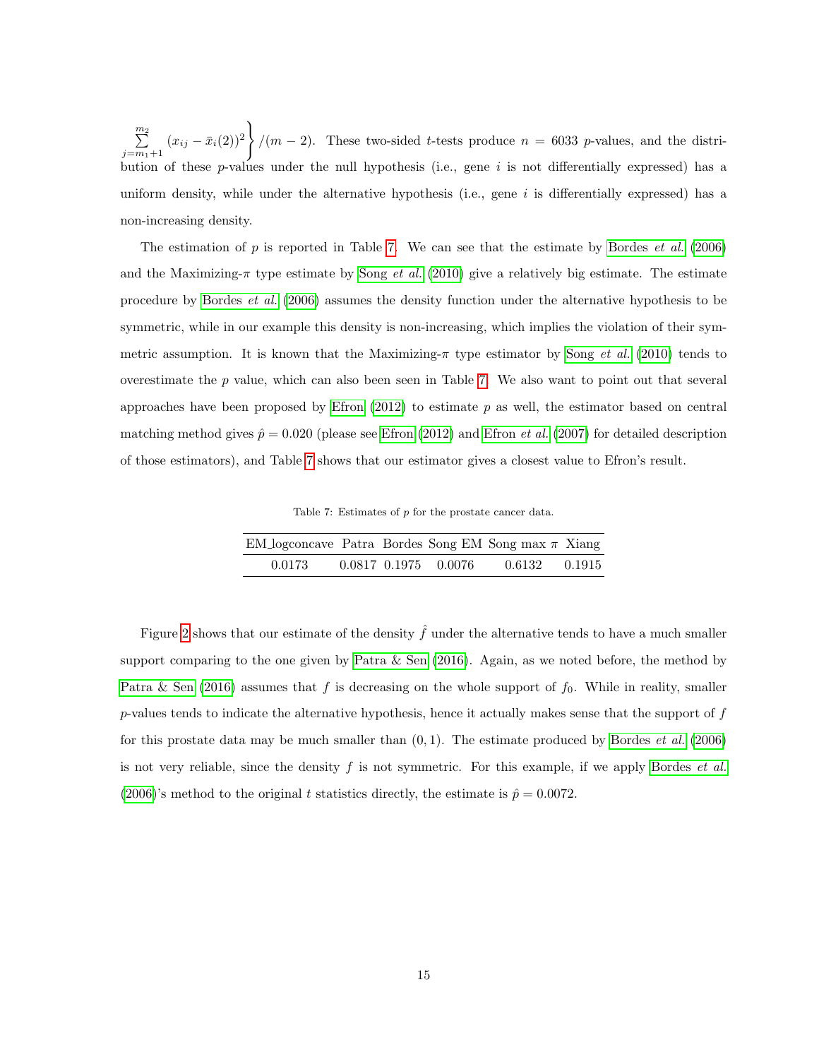$\left.\sum_{j=m_1+1}^{m_2} (x_{ij} - \bar{x}_i(2))^2 \right\} / (m-2)$. These two-sided $t$-tests produce $n = 6033$ $p$-values, and the distribution of these $p$-values under the null hypothesis (i.e., gene $i$ is not differentially expressed) has a uniform density, while under the alternative hypothesis (i.e., gene $i$ is differentially expressed) has a non-increasing density.

The estimation of $p$ is reported in Table 7. We can see that the estimate by Bordes *et al.* (2006) and the Maximizing-$\pi$ type estimate by Song *et al.* (2010) give a relatively big estimate. The estimate procedure by Bordes *et al.* (2006) assumes the density function under the alternative hypothesis to be symmetric, while in our example this density is non-increasing, which implies the violation of their symmetric assumption. It is known that the Maximizing-$\pi$ type estimator by Song *et al.* (2010) tends to overestimate the $p$ value, which can also been seen in Table 7. We also want to point out that several approaches have been proposed by Efron (2012) to estimate $p$ as well, the estimator based on central matching method gives $\hat{p} = 0.020$ (please see Efron (2012) and Efron *et al.* (2007) for detailed description of those estimators), and Table 7 shows that our estimator gives a closest value to Efron's result.

Table 7: Estimates of $p$ for the prostate cancer data.

| EM_logconcave | Patra | Bordes | Song EM | Song max $\pi$ | Xiang |
|---|---|---|---|---|---|
| 0.0173 | 0.0817 | 0.1975 | 0.0076 | 0.6132 | 0.1915 |

Figure 2 shows that our estimate of the density $\hat{f}$ under the alternative tends to have a much smaller support comparing to the one given by Patra & Sen (2016). Again, as we noted before, the method by Patra & Sen (2016) assumes that $f$ is decreasing on the whole support of $f_0$. While in reality, smaller $p$-values tends to indicate the alternative hypothesis, hence it actually makes sense that the support of $f$ for this prostate data may be much smaller than $(0, 1)$. The estimate produced by Bordes *et al.* (2006) is not very reliable, since the density $f$ is not symmetric. For this example, if we apply Bordes *et al.* (2006)'s method to the original $t$ statistics directly, the estimate is $\hat{p} = 0.0072$.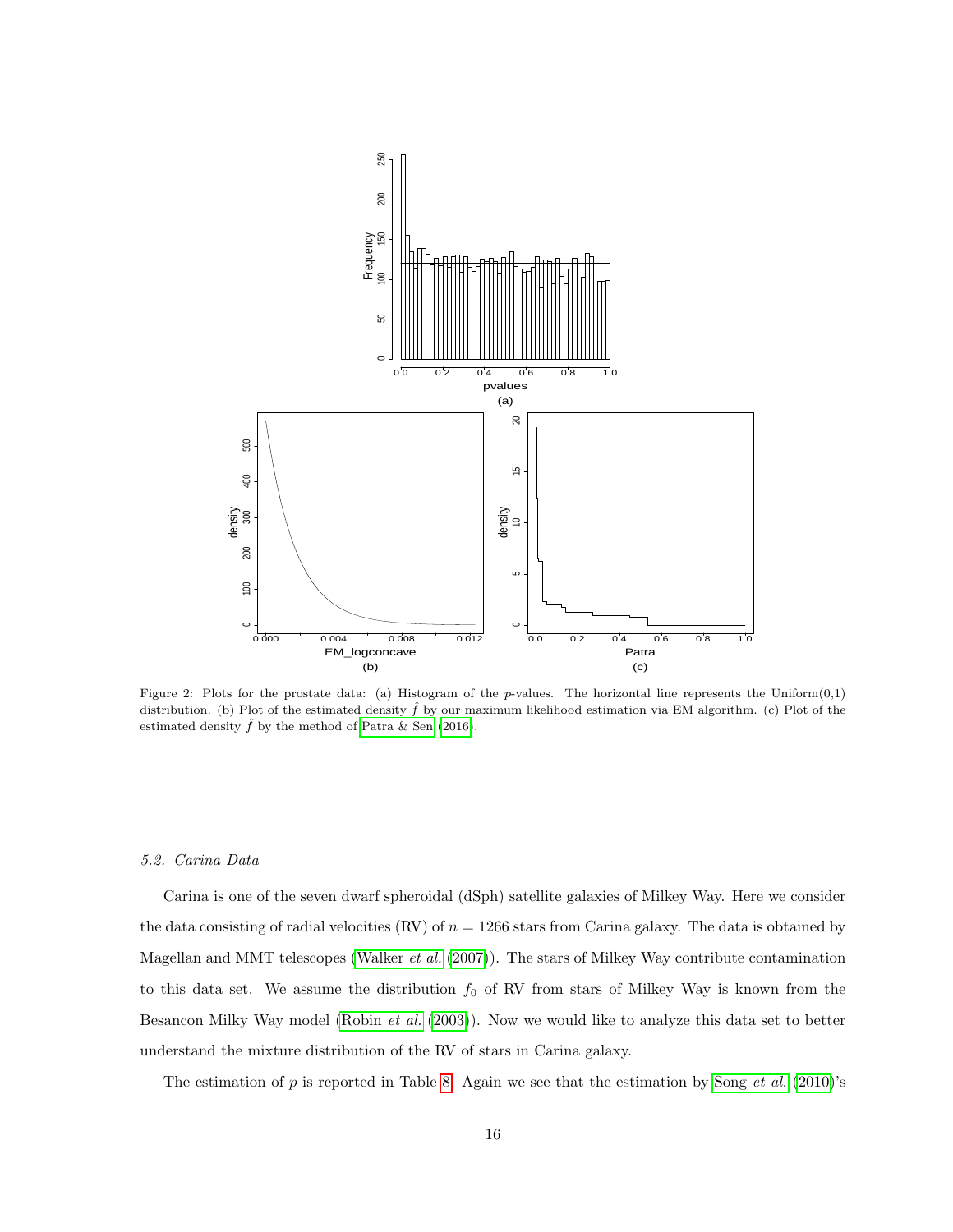Figure 2: Plots for the prostate data: (a) Histogram of the $p$-values. The horizontal line represents the Uniform(0,1) distribution. (b) Plot of the estimated density $\hat{f}$ by our maximum likelihood estimation via EM algorithm. (c) Plot of the estimated density $\hat{f}$ by the method of Patra & Sen (2016).

### 5.2. Carina Data

Carina is one of the seven dwarf spheroidal (dSph) satellite galaxies of Milkey Way. Here we consider the data consisting of radial velocities (RV) of $n = 1266$ stars from Carina galaxy. The data is obtained by Magellan and MMT telescopes (Walker *et al.* (2007)). The stars of Milkey Way contribute contamination to this data set. We assume the distribution $f_0$ of RV from stars of Milkey Way is known from the Besancon Milky Way model (Robin *et al.* (2003)). Now we would like to analyze this data set to better understand the mixture distribution of the RV of stars in Carina galaxy.

The estimation of $p$ is reported in Table 8. Again we see that the estimation by Song *et al.* (2010)'s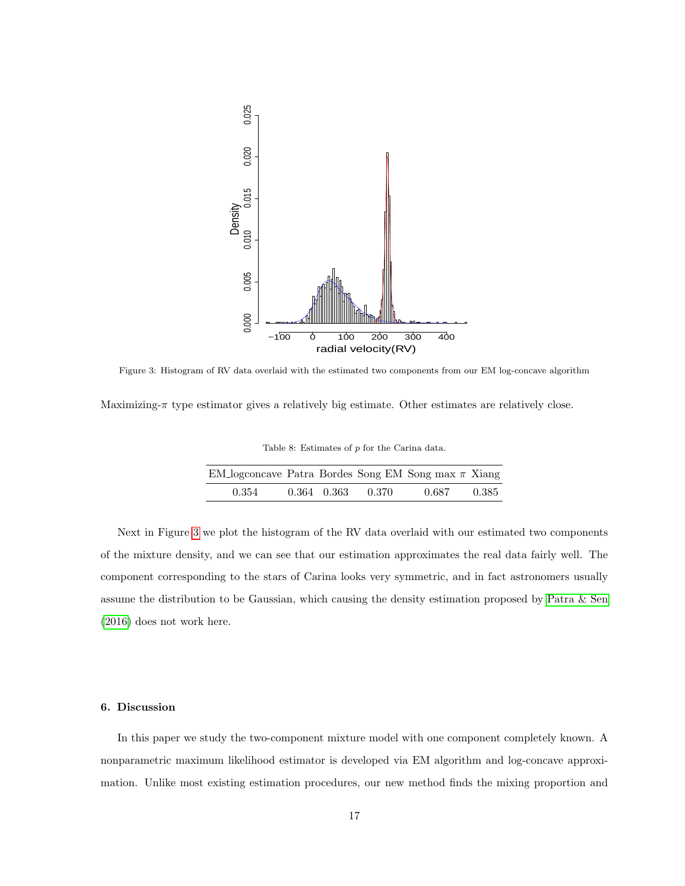Figure 3: Histogram of RV data overlaid with the estimated two components from our EM log-concave algorithm

Maximizing-$\pi$ type estimator gives a relatively big estimate. Other estimates are relatively close.

Table 8: Estimates of $p$ for the Carina data.

| EM_logconcave | Patra | Bordes | Song EM | Song max $\pi$ | Xiang |
|---|---|---|---|---|---|
| 0.354 | 0.364 | 0.363 | 0.370 | 0.687 | 0.385 |

Next in Figure 3 we plot the histogram of the RV data overlaid with our estimated two components of the mixture density, and we can see that our estimation approximates the real data fairly well. The component corresponding to the stars of Carina looks very symmetric, and in fact astronomers usually assume the distribution to be Gaussian, which causing the density estimation proposed by Patra & Sen (2016) does not work here.

## 6. Discussion

In this paper we study the two-component mixture model with one component completely known. A nonparametric maximum likelihood estimator is developed via EM algorithm and log-concave approximation. Unlike most existing estimation procedures, our new method finds the mixing proportion and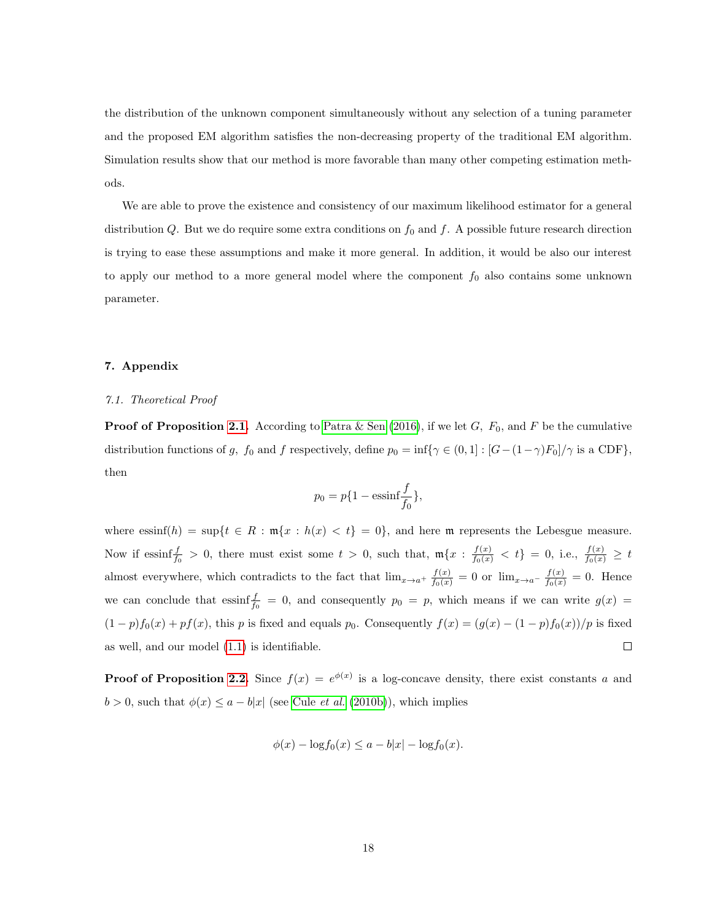the distribution of the unknown component simultaneously without any selection of a tuning parameter and the proposed EM algorithm satisfies the non-decreasing property of the traditional EM algorithm. Simulation results show that our method is more favorable than many other competing estimation methods.

We are able to prove the existence and consistency of our maximum likelihood estimator for a general distribution $Q$. But we do require some extra conditions on $f_0$ and $f$. A possible future research direction is trying to ease these assumptions and make it more general. In addition, it would be also our interest to apply our method to a more general model where the component $f_0$ also contains some unknown parameter.

## 7. Appendix

### 7.1. Theoretical Proof

**Proof of Proposition 2.1.** According to Patra & Sen (2016), if we let $G,\ F_0$, and $F$ be the cumulative distribution functions of $g,\ f_0$ and $f$ respectively, define $p_0 = \inf\{\gamma \in (0,1] : [G-(1-\gamma)F_0]/\gamma \text{ is a CDF}\}$, then

$$p_0 = p\{1 - \text{essinf}\frac{f}{f_0}\},$$

where $\text{essinf}(h) = \sup\{t \in R : \mathfrak{m}\{x : h(x) < t\} = 0\}$, and here $\mathfrak{m}$ represents the Lebesgue measure. Now if $\text{essinf}\frac{f}{f_0} > 0$, there must exist some $t > 0$, such that, $\mathfrak{m}\{x : \frac{f(x)}{f_0(x)} < t\} = 0$, i.e., $\frac{f(x)}{f_0(x)} \geq t$ almost everywhere, which contradicts to the fact that $\lim_{x\to a^+} \frac{f(x)}{f_0(x)} = 0$ or $\lim_{x\to a^-} \frac{f(x)}{f_0(x)} = 0$. Hence we can conclude that $\text{essinf}\frac{f}{f_0} = 0$, and consequently $p_0 = p$, which means if we can write $g(x) = (1-p)f_0(x) + pf(x)$, this $p$ is fixed and equals $p_0$. Consequently $f(x) = (g(x) - (1-p)f_0(x))/p$ is fixed as well, and our model (1.1) is identifiable. □

**Proof of Proposition 2.2.** Since $f(x) = e^{\phi(x)}$ is a log-concave density, there exist constants $a$ and $b > 0$, such that $\phi(x) \leq a - b|x|$ (see Cule *et al.* (2010b)), which implies

$$\phi(x) - \log f_0(x) \leq a - b|x| - \log f_0(x).$$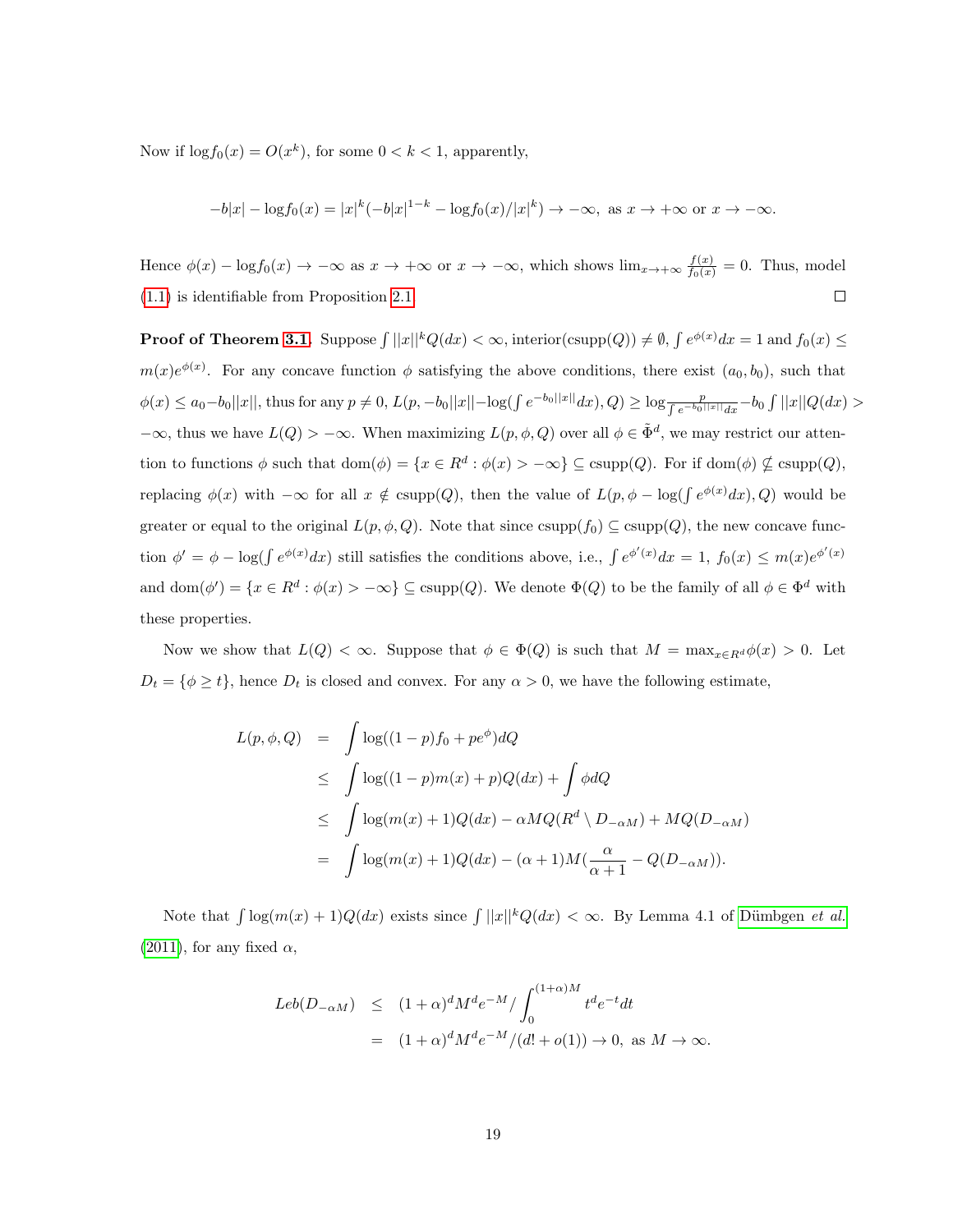Now if $\log f_0(x) = O(x^k)$, for some $0 < k < 1$, apparently,

$$-b|x| - \log f_0(x) = |x|^k(-b|x|^{1-k} - \log f_0(x)/|x|^k) \to -\infty, \text{ as } x \to +\infty \text{ or } x \to -\infty.$$

Hence $\phi(x) - \log f_0(x) \to -\infty$ as $x \to +\infty$ or $x \to -\infty$, which shows $\lim_{x\to+\infty} \frac{f(x)}{f_0(x)} = 0$. Thus, model (1.1) is identifiable from Proposition 2.1. $\square$

**Proof of Theorem 3.1.** Suppose $\int ||x||^k Q(dx) < \infty$, interior(csupp($Q$)) $\neq \emptyset$, $\int e^{\phi(x)}dx = 1$ and $f_0(x) \leq m(x)e^{\phi(x)}$. For any concave function $\phi$ satisfying the above conditions, there exist $(a_0, b_0)$, such that $\phi(x) \leq a_0 - b_0||x||$, thus for any $p \neq 0$, $L(p, -b_0||x|| - \log(\int e^{-b_0||x||}dx), Q) \geq \log \frac{p}{\int e^{-b_0||x||}dx} - b_0 \int ||x||Q(dx) > -\infty$, thus we have $L(Q) > -\infty$. When maximizing $L(p, \phi, Q)$ over all $\phi \in \tilde{\Phi}^d$, we may restrict our attention to functions $\phi$ such that $\text{dom}(\phi) = \{x \in R^d : \phi(x) > -\infty\} \subseteq \text{csupp}(Q)$. For if $\text{dom}(\phi) \nsubseteq \text{csupp}(Q)$, replacing $\phi(x)$ with $-\infty$ for all $x \notin \text{csupp}(Q)$, then the value of $L(p, \phi - \log(\int e^{\phi(x)}dx), Q)$ would be greater or equal to the original $L(p, \phi, Q)$. Note that since $\text{csupp}(f_0) \subseteq \text{csupp}(Q)$, the new concave function $\phi' = \phi - \log(\int e^{\phi(x)}dx)$ still satisfies the conditions above, i.e., $\int e^{\phi'(x)}dx = 1$, $f_0(x) \leq m(x)e^{\phi'(x)}$ and $\text{dom}(\phi') = \{x \in R^d : \phi(x) > -\infty\} \subseteq \text{csupp}(Q)$. We denote $\Phi(Q)$ to be the family of all $\phi \in \Phi^d$ with these properties.

Now we show that $L(Q) < \infty$. Suppose that $\phi \in \Phi(Q)$ is such that $M = \max_{x \in R^d} \phi(x) > 0$. Let $D_t = \{\phi \geq t\}$, hence $D_t$ is closed and convex. For any $\alpha > 0$, we have the following estimate,

$$\begin{aligned}
L(p, \phi, Q) &= \int \log((1-p)f_0 + pe^{\phi})dQ \\
&\leq \int \log((1-p)m(x) + p)Q(dx) + \int \phi dQ \\
&\leq \int \log(m(x) + 1)Q(dx) - \alpha M Q(R^d \setminus D_{-\alpha M}) + MQ(D_{-\alpha M}) \\
&= \int \log(m(x) + 1)Q(dx) - (\alpha + 1)M(\frac{\alpha}{\alpha + 1} - Q(D_{-\alpha M})).
\end{aligned}$$

Note that $\int \log(m(x) + 1)Q(dx)$ exists since $\int ||x||^k Q(dx) < \infty$. By Lemma 4.1 of Dümbgen *et al.* (2011), for any fixed $\alpha$,

$$\begin{aligned}
Leb(D_{-\alpha M}) &\leq (1+\alpha)^d M^d e^{-M} / \int_0^{(1+\alpha)M} t^d e^{-t} dt \\
&= (1+\alpha)^d M^d e^{-M} / (d! + o(1)) \to 0, \text{ as } M \to \infty.
\end{aligned}$$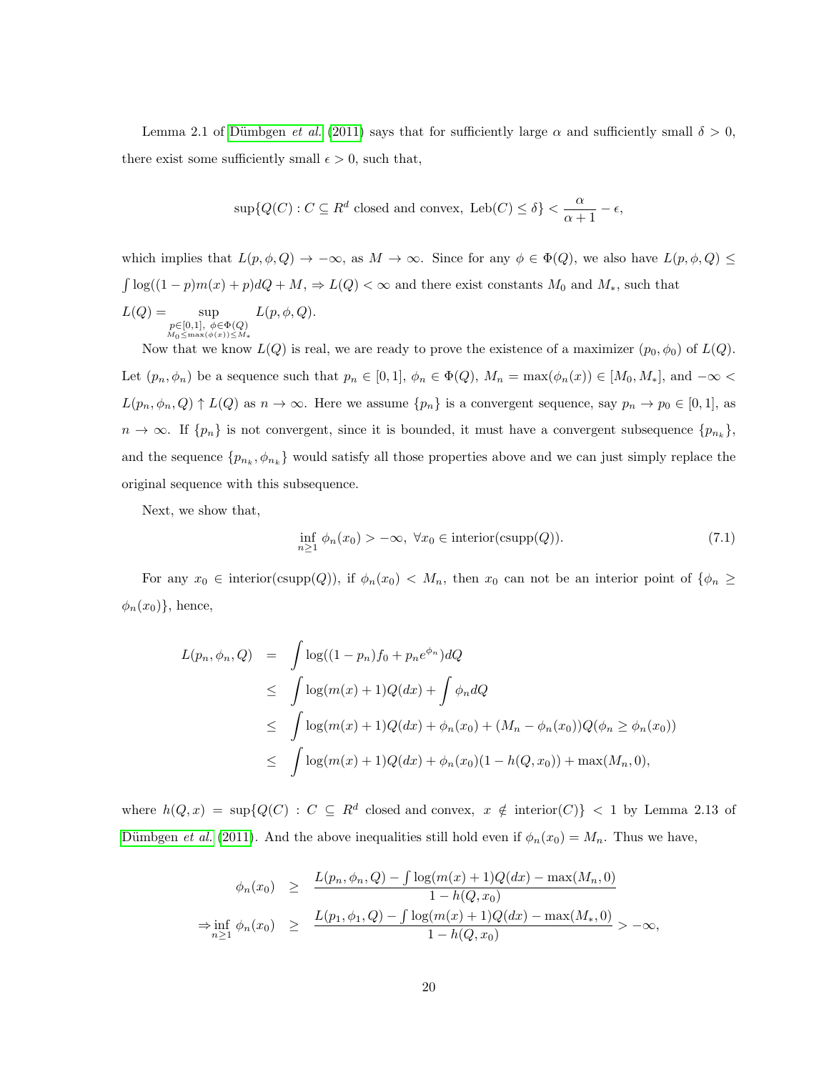Lemma 2.1 of Dümbgen *et al.* (2011) says that for sufficiently large $\alpha$ and sufficiently small $\delta > 0$, there exist some sufficiently small $\epsilon > 0$, such that,

$$\sup\{Q(C) : C \subseteq R^d \text{ closed and convex, } \mathrm{Leb}(C) \leq \delta\} < \frac{\alpha}{\alpha+1} - \epsilon,$$

which implies that $L(p, \phi, Q) \to -\infty$, as $M \to \infty$. Since for any $\phi \in \Phi(Q)$, we also have $L(p, \phi, Q) \leq \int \log((1-p)m(x) + p)dQ + M$, $\Rightarrow L(Q) < \infty$ and there exist constants $M_0$ and $M_*$, such that $L(Q) = \sup_{\substack{p \in [0,1],\ \phi \in \Phi(Q) \\ M_0 \leq \max(\phi(x)) \leq M_*}} L(p, \phi, Q)$.

Now that we know $L(Q)$ is real, we are ready to prove the existence of a maximizer $(p_0, \phi_0)$ of $L(Q)$. Let $(p_n, \phi_n)$ be a sequence such that $p_n \in [0,1]$, $\phi_n \in \Phi(Q)$, $M_n = \max(\phi_n(x)) \in [M_0, M_*]$, and $-\infty < L(p_n, \phi_n, Q) \uparrow L(Q)$ as $n \to \infty$. Here we assume $\{p_n\}$ is a convergent sequence, say $p_n \to p_0 \in [0,1]$, as $n \to \infty$. If $\{p_n\}$ is not convergent, since it is bounded, it must have a convergent subsequence $\{p_{n_k}\}$, and the sequence $\{p_{n_k}, \phi_{n_k}\}$ would satisfy all those properties above and we can just simply replace the original sequence with this subsequence.

Next, we show that,

$$\inf_{n \geq 1} \phi_n(x_0) > -\infty, \ \forall x_0 \in \mathrm{interior}(\mathrm{csupp}(Q)). \tag{7.1}$$

For any $x_0 \in \mathrm{interior}(\mathrm{csupp}(Q))$, if $\phi_n(x_0) < M_n$, then $x_0$ can not be an interior point of $\{\phi_n \geq \phi_n(x_0)\}$, hence,

$$\begin{aligned}
L(p_n, \phi_n, Q) &= \int \log((1-p_n)f_0 + p_n e^{\phi_n})dQ \\
&\leq \int \log(m(x)+1)Q(dx) + \int \phi_n dQ \\
&\leq \int \log(m(x)+1)Q(dx) + \phi_n(x_0) + (M_n - \phi_n(x_0))Q(\phi_n \geq \phi_n(x_0)) \\
&\leq \int \log(m(x)+1)Q(dx) + \phi_n(x_0)(1 - h(Q, x_0)) + \max(M_n, 0),
\end{aligned}$$

where $h(Q, x) = \sup\{Q(C) : C \subseteq R^d \text{ closed and convex, } x \notin \mathrm{interior}(C)\} < 1$ by Lemma 2.13 of Dümbgen *et al.* (2011). And the above inequalities still hold even if $\phi_n(x_0) = M_n$. Thus we have,

$$\begin{aligned}
\phi_n(x_0) &\geq \frac{L(p_n, \phi_n, Q) - \int \log(m(x)+1)Q(dx) - \max(M_n, 0)}{1 - h(Q, x_0)} \\
\Rightarrow \inf_{n \geq 1} \phi_n(x_0) &\geq \frac{L(p_1, \phi_1, Q) - \int \log(m(x)+1)Q(dx) - \max(M_*, 0)}{1 - h(Q, x_0)} > -\infty,
\end{aligned}$$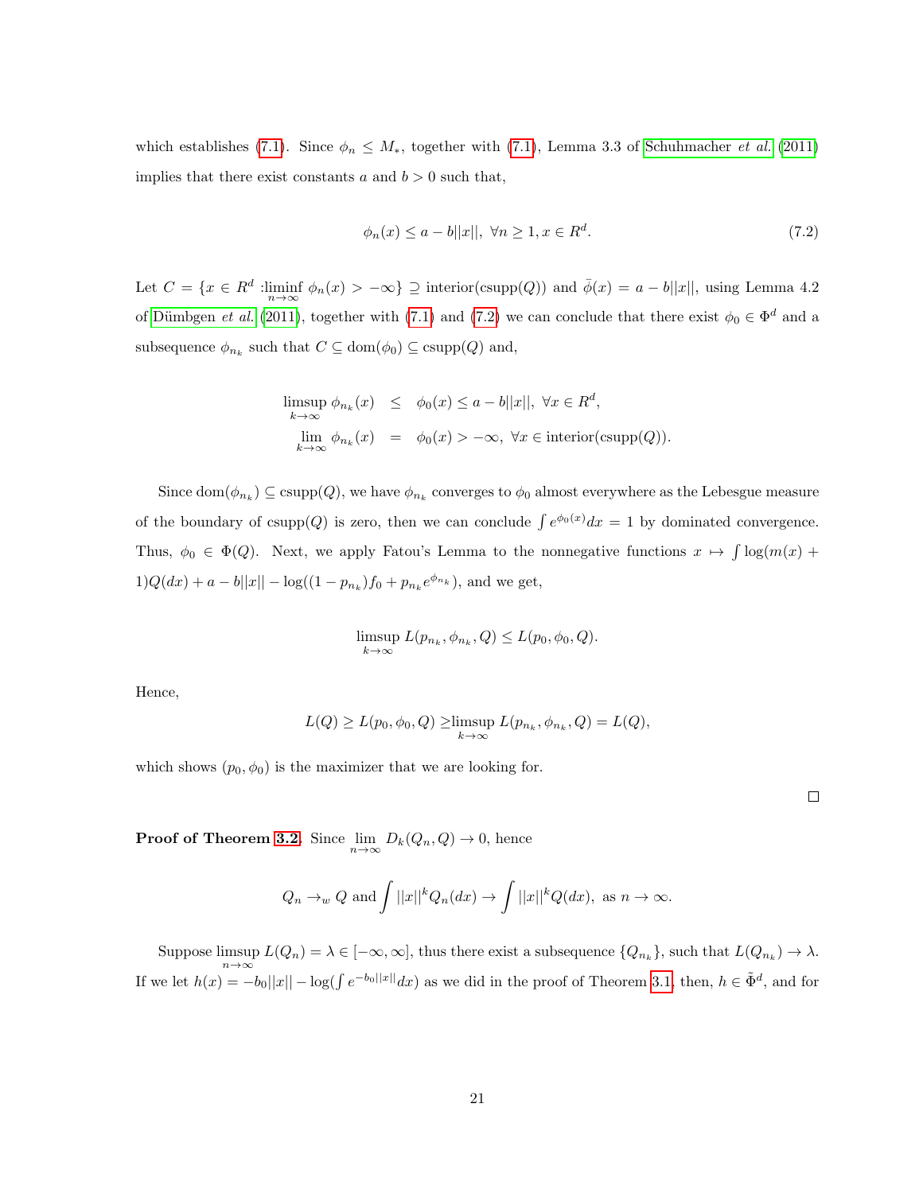which establishes (7.1). Since $\phi_n \le M_*$, together with (7.1), Lemma 3.3 of Schuhmacher *et al.* (2011) implies that there exist constants $a$ and $b > 0$ such that,

$$\phi_n(x) \le a - b||x||, \ \forall n \ge 1, x \in R^d. \tag{7.2}$$

Let $C = \{x \in R^d : \liminf_{n\to\infty} \phi_n(x) > -\infty\} \supseteq \text{interior(csupp}(Q))$ and $\bar{\phi}(x) = a - b||x||$, using Lemma 4.2 of Dümbgen *et al.* (2011), together with (7.1) and (7.2) we can conclude that there exist $\phi_0 \in \Phi^d$ and a subsequence $\phi_{n_k}$ such that $C \subseteq \text{dom}(\phi_0) \subseteq \text{csupp}(Q)$ and,

$$\begin{aligned}
\limsup_{k\to\infty} \phi_{n_k}(x) &\le \phi_0(x) \le a - b||x||, \ \forall x \in R^d, \\
\lim_{k\to\infty} \phi_{n_k}(x) &= \phi_0(x) > -\infty, \ \forall x \in \text{interior(csupp}(Q)).
\end{aligned}$$

Since $\text{dom}(\phi_{n_k}) \subseteq \text{csupp}(Q)$, we have $\phi_{n_k}$ converges to $\phi_0$ almost everywhere as the Lebesgue measure of the boundary of csupp($Q$) is zero, then we can conclude $\int e^{\phi_0(x)}dx = 1$ by dominated convergence. Thus, $\phi_0 \in \Phi(Q)$. Next, we apply Fatou's Lemma to the nonnegative functions $x \mapsto \int \log(m(x) + 1)Q(dx) + a - b||x|| - \log((1 - p_{n_k})f_0 + p_{n_k}e^{\phi_{n_k}})$, and we get,

$$\limsup_{k\to\infty} L(p_{n_k}, \phi_{n_k}, Q) \le L(p_0, \phi_0, Q).$$

Hence,

$$L(Q) \ge L(p_0, \phi_0, Q) \ge \limsup_{k\to\infty} L(p_{n_k}, \phi_{n_k}, Q) = L(Q),$$

which shows $(p_0, \phi_0)$ is the maximizer that we are looking for.

□

**Proof of Theorem 3.2.** Since $\lim_{n\to\infty} D_k(Q_n, Q) \to 0$, hence

$$Q_n \to_w Q \text{ and} \int ||x||^k Q_n(dx) \to \int ||x||^k Q(dx), \text{ as } n \to \infty.$$

Suppose $\limsup_{n\to\infty} L(Q_n) = \lambda \in [-\infty, \infty]$, thus there exist a subsequence $\{Q_{n_k}\}$, such that $L(Q_{n_k}) \to \lambda$. If we let $h(x) = -b_0||x|| - \log(\int e^{-b_0||x||}dx)$ as we did in the proof of Theorem 3.1, then, $h \in \tilde{\Phi}^d$, and for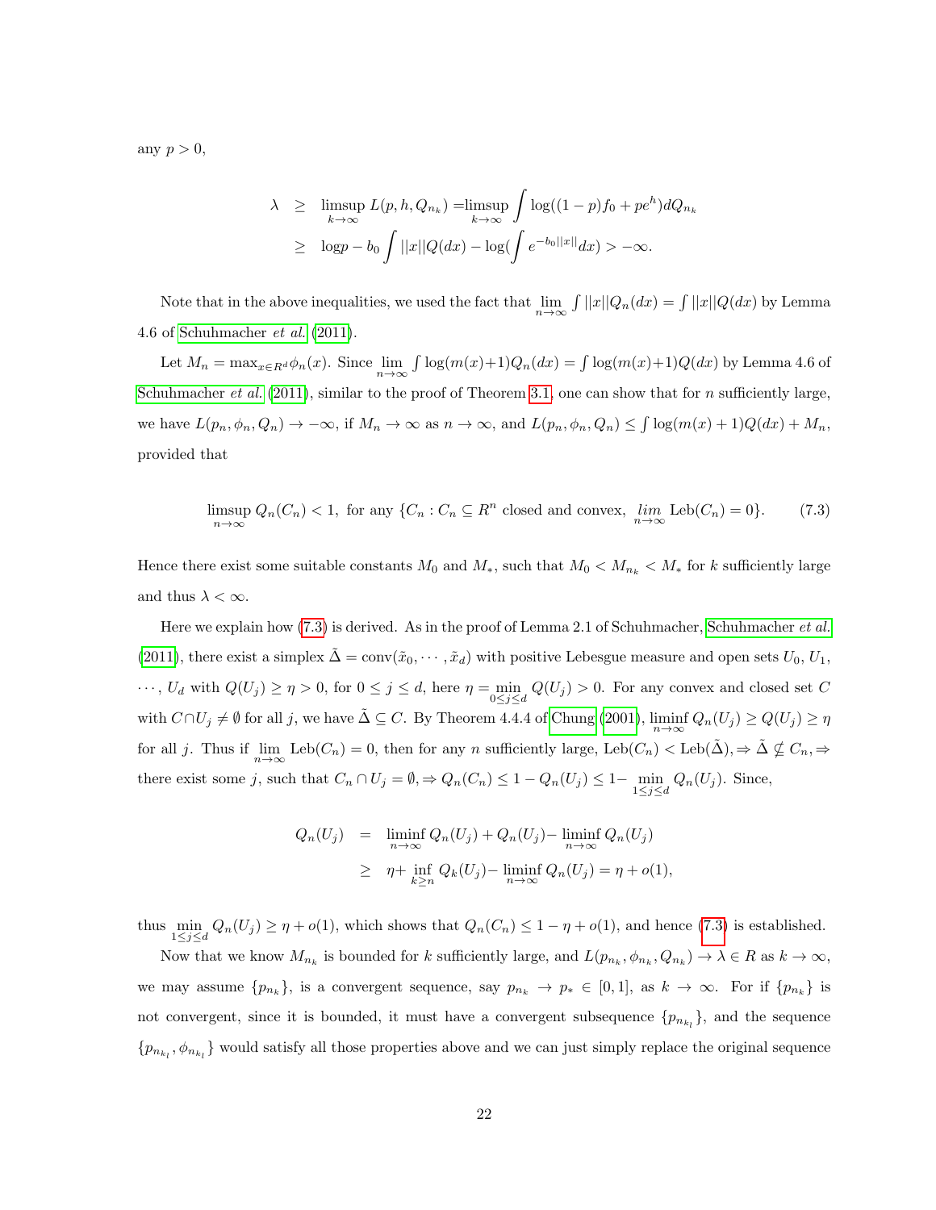any $p > 0$,

$$
\begin{aligned}
\lambda &\geq \limsup_{k\to\infty} L(p, h, Q_{n_k}) = \limsup_{k\to\infty} \int \log((1-p)f_0 + pe^h) dQ_{n_k} \\
&\geq \log p - b_0 \int ||x|| Q(dx) - \log(\int e^{-b_0||x||} dx) > -\infty.
\end{aligned}
$$

Note that in the above inequalities, we used the fact that $\lim_{n\to\infty} \int ||x|| Q_n(dx) = \int ||x|| Q(dx)$ by Lemma 4.6 of Schuhmacher *et al.* (2011).

Let $M_n = \max_{x\in R^d} \phi_n(x)$. Since $\lim_{n\to\infty} \int \log(m(x)+1) Q_n(dx) = \int \log(m(x)+1) Q(dx)$ by Lemma 4.6 of Schuhmacher *et al.* (2011), similar to the proof of Theorem 3.1, one can show that for $n$ sufficiently large, we have $L(p_n, \phi_n, Q_n) \to -\infty$, if $M_n \to \infty$ as $n \to \infty$, and $L(p_n, \phi_n, Q_n) \leq \int \log(m(x)+1) Q(dx) + M_n$, provided that

$$
\limsup_{n\to\infty} Q_n(C_n) < 1, \text{ for any } \{C_n : C_n \subseteq R^n \text{ closed and convex}, \lim_{n\to\infty} \text{Leb}(C_n) = 0\}. \tag{7.3}
$$

Hence there exist some suitable constants $M_0$ and $M_*$, such that $M_0 < M_{n_k} < M_*$ for $k$ sufficiently large and thus $\lambda < \infty$.

Here we explain how (7.3) is derived. As in the proof of Lemma 2.1 of Schuhmacher, Schuhmacher *et al.* (2011), there exist a simplex $\tilde{\Delta} = \text{conv}(\tilde{x}_0, \cdots, \tilde{x}_d)$ with positive Lebesgue measure and open sets $U_0, U_1, \cdots, U_d$ with $Q(U_j) \geq \eta > 0$, for $0 \leq j \leq d$, here $\eta = \min_{0\leq j\leq d} Q(U_j) > 0$. For any convex and closed set $C$ with $C \cap U_j \neq \emptyset$ for all $j$, we have $\tilde{\Delta} \subseteq C$. By Theorem 4.4.4 of Chung (2001), $\liminf_{n\to\infty} Q_n(U_j) \geq Q(U_j) \geq \eta$ for all $j$. Thus if $\lim_{n\to\infty} \text{Leb}(C_n) = 0$, then for any $n$ sufficiently large, $\text{Leb}(C_n) < \text{Leb}(\tilde{\Delta}), \Rightarrow \tilde{\Delta} \nsubseteq C_n, \Rightarrow$ there exist some $j$, such that $C_n \cap U_j = \emptyset, \Rightarrow Q_n(C_n) \leq 1 - Q_n(U_j) \leq 1 - \min_{1\leq j\leq d} Q_n(U_j)$. Since,

$$
\begin{aligned}
Q_n(U_j) &= \liminf_{n\to\infty} Q_n(U_j) + Q_n(U_j) - \liminf_{n\to\infty} Q_n(U_j) \\
&\geq \eta + \inf_{k\geq n} Q_k(U_j) - \liminf_{n\to\infty} Q_n(U_j) = \eta + o(1),
\end{aligned}
$$

thus $\min_{1\leq j\leq d} Q_n(U_j) \geq \eta + o(1)$, which shows that $Q_n(C_n) \leq 1 - \eta + o(1)$, and hence (7.3) is established.

Now that we know $M_{n_k}$ is bounded for $k$ sufficiently large, and $L(p_{n_k}, \phi_{n_k}, Q_{n_k}) \to \lambda \in R$ as $k \to \infty$, we may assume $\{p_{n_k}\}$, is a convergent sequence, say $p_{n_k} \to p_* \in [0, 1]$, as $k \to \infty$. For if $\{p_{n_k}\}$ is not convergent, since it is bounded, it must have a convergent subsequence $\{p_{n_{k_l}}\}$, and the sequence $\{p_{n_{k_l}}, \phi_{n_{k_l}}\}$ would satisfy all those properties above and we can just simply replace the original sequence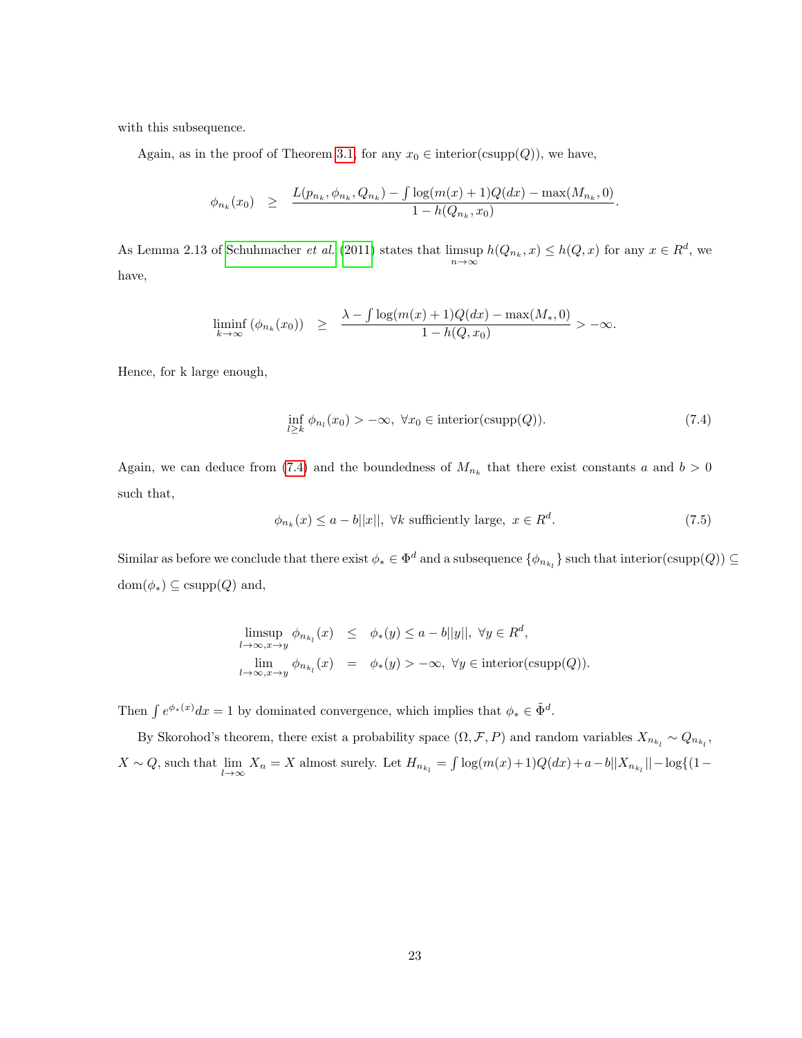with this subsequence.

Again, as in the proof of Theorem 3.1, for any $x_0 \in \text{interior}(\text{csupp}(Q))$, we have,

$$\phi_{n_k}(x_0) \quad \geq \quad \frac{L(p_{n_k}, \phi_{n_k}, Q_{n_k}) - \int \log(m(x)+1) Q(dx) - \max(M_{n_k}, 0)}{1 - h(Q_{n_k}, x_0)}.$$

As Lemma 2.13 of Schuhmacher *et al.* (2011) states that $\limsup\limits_{n\to\infty} h(Q_{n_k}, x) \leq h(Q, x)$ for any $x \in R^d$, we have,

$$\liminf_{k\to\infty} (\phi_{n_k}(x_0)) \quad \geq \quad \frac{\lambda - \int \log(m(x)+1) Q(dx) - \max(M_*, 0)}{1 - h(Q, x_0)} > -\infty.$$

Hence, for k large enough,

$$\inf_{l \geq k} \phi_{n_l}(x_0) > -\infty, \ \forall x_0 \in \text{interior}(\text{csupp}(Q)). \tag{7.4}$$

Again, we can deduce from (7.4) and the boundedness of $M_{n_k}$ that there exist constants $a$ and $b > 0$ such that,

$$\phi_{n_k}(x) \leq a - b||x||, \ \forall k \text{ sufficiently large}, \ x \in R^d. \tag{7.5}$$

Similar as before we conclude that there exist $\phi_* \in \Phi^d$ and a subsequence $\{\phi_{n_{k_l}}\}$ such that $\text{interior}(\text{csupp}(Q)) \subseteq \text{dom}(\phi_*) \subseteq \text{csupp}(Q)$ and,

$$\begin{aligned}
\limsup_{l\to\infty, x\to y} \phi_{n_{k_l}}(x) &\leq \phi_*(y) \leq a - b||y||, \ \forall y \in R^d, \\
\lim_{l\to\infty, x\to y} \phi_{n_{k_l}}(x) &= \phi_*(y) > -\infty, \ \forall y \in \text{interior}(\text{csupp}(Q)).
\end{aligned}$$

Then $\int e^{\phi_*(x)} dx = 1$ by dominated convergence, which implies that $\phi_* \in \tilde{\Phi}^d$.

By Skorohod's theorem, there exist a probability space $(\Omega, \mathcal{F}, P)$ and random variables $X_{n_{k_l}} \sim Q_{n_{k_l}}$, $X \sim Q$, such that $\lim\limits_{l\to\infty} X_n = X$ almost surely. Let $H_{n_{k_l}} = \int \log(m(x)+1) Q(dx) + a - b||X_{n_{k_l}}|| - \log\{(1-$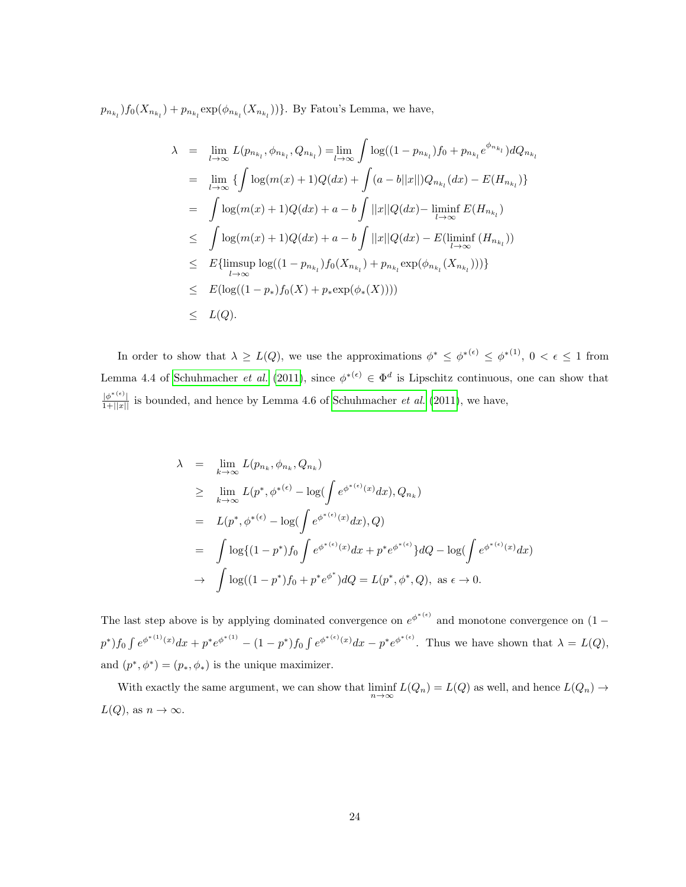$p_{n_{k_l}})f_0(X_{n_{k_l}}) + p_{n_{k_l}}\exp(\phi_{n_{k_l}}(X_{n_{k_l}}))\}$. By Fatou's Lemma, we have,

$$
\begin{aligned}
\lambda &= \lim_{l\to\infty} L(p_{n_{k_l}}, \phi_{n_{k_l}}, Q_{n_{k_l}}) = \lim_{l\to\infty} \int \log((1-p_{n_{k_l}})f_0 + p_{n_{k_l}} e^{\phi_{n_{k_l}}}) dQ_{n_{k_l}} \\
&= \lim_{l\to\infty} \{ \int \log(m(x)+1) Q(dx) + \int (a - b||x||) Q_{n_{k_l}}(dx) - E(H_{n_{k_l}})\} \\
&= \int \log(m(x)+1)Q(dx) + a - b\int ||x|| Q(dx) - \liminf_{l\to\infty} E(H_{n_{k_l}}) \\
&\leq \int \log(m(x)+1)Q(dx) + a - b\int ||x|| Q(dx) - E(\liminf_{l\to\infty} (H_{n_{k_l}})) \\
&\leq E\{\limsup_{l\to\infty} \log((1-p_{n_{k_l}})f_0(X_{n_{k_l}}) + p_{n_{k_l}}\exp(\phi_{n_{k_l}}(X_{n_{k_l}})))\} \\
&\leq E(\log((1-p_*)f_0(X) + p_*\exp(\phi_*(X)))) \\
&\leq L(Q).
\end{aligned}
$$

In order to show that $\lambda \geq L(Q)$, we use the approximations $\phi^* \leq \phi^{*(\epsilon)} \leq \phi^{*(1)}$, $0 < \epsilon \leq 1$ from Lemma 4.4 of Schuhmacher *et al.* (2011), since $\phi^{*(\epsilon)} \in \Phi^d$ is Lipschitz continuous, one can show that $\frac{|\phi^{*(\epsilon)}|}{1+||x||}$ is bounded, and hence by Lemma 4.6 of Schuhmacher *et al.* (2011), we have,

$$
\begin{aligned}
\lambda &= \lim_{k\to\infty} L(p_{n_k}, \phi_{n_k}, Q_{n_k}) \\
&\geq \lim_{k\to\infty} L(p^*, \phi^{*(\epsilon)} - \log(\int e^{\phi^{*(\epsilon)}(x)} dx), Q_{n_k}) \\
&= L(p^*, \phi^{*(\epsilon)} - \log(\int e^{\phi^{*(\epsilon)}(x)} dx), Q) \\
&= \int \log\{(1-p^*) f_0 \int e^{\phi^{*(\epsilon)}(x)} dx + p^* e^{\phi^{*(\epsilon)}}\} dQ - \log(\int e^{\phi^{*(\epsilon)}(x)} dx) \\
&\to \int \log((1-p^*)f_0 + p^* e^{\phi^*}) dQ = L(p^*, \phi^*, Q), \text{ as } \epsilon \to 0.
\end{aligned}
$$

The last step above is by applying dominated convergence on $e^{\phi^{*(\epsilon)}}$ and monotone convergence on $(1-p^*)f_0 \int e^{\phi^{*(1)}(x)}dx + p^* e^{\phi^{*(1)}} - (1-p^*)f_0 \int e^{\phi^{*(\epsilon)}(x)}dx - p^* e^{\phi^{*(\epsilon)}}$. Thus we have shown that $\lambda = L(Q)$, and $(p^*, \phi^*) = (p_*, \phi_*)$ is the unique maximizer.

With exactly the same argument, we can show that $\liminf_{n\to\infty} L(Q_n) = L(Q)$ as well, and hence $L(Q_n) \to L(Q)$, as $n \to \infty$.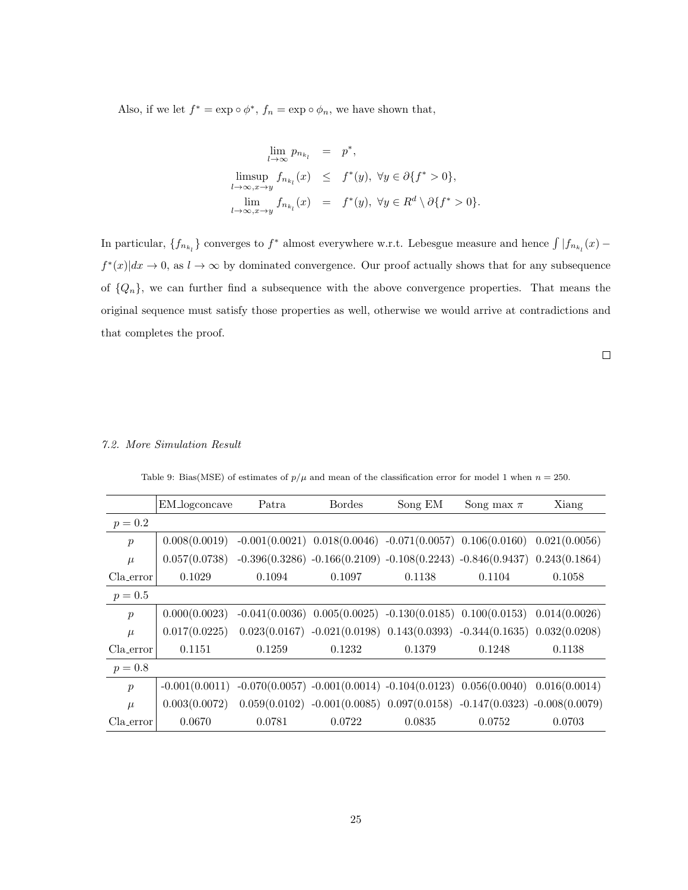Also, if we let $f^* = \exp \circ \phi^*$, $f_n = \exp \circ \phi_n$, we have shown that,

$$
\begin{aligned}
\lim_{l \to \infty} p_{n_{k_l}} &= p^*, \\
\limsup_{l \to \infty, x \to y} f_{n_{k_l}}(x) &\leq f^*(y), \ \forall y \in \partial\{f^* > 0\}, \\
\lim_{l \to \infty, x \to y} f_{n_{k_l}}(x) &= f^*(y), \ \forall y \in R^d \setminus \partial\{f^* > 0\}.
\end{aligned}
$$

In particular, $\{f_{n_{k_l}}\}$ converges to $f^*$ almost everywhere w.r.t. Lebesgue measure and hence $\int |f_{n_{k_l}}(x) - f^*(x)|dx \to 0$, as $l \to \infty$ by dominated convergence. Our proof actually shows that for any subsequence of $\{Q_n\}$, we can further find a subsequence with the above convergence properties. That means the original sequence must satisfy those properties as well, otherwise we would arrive at contradictions and that completes the proof.

□

*7.2. More Simulation Result*

Table 9: Bias(MSE) of estimates of $p/\mu$ and mean of the classification error for model 1 when $n = 250$.

| | EM_logconcave | Patra | Bordes | Song EM | Song max $\pi$ | Xiang |
|---|---|---|---|---|---|---|
| $p = 0.2$ | | | | | | |
| $p$ | 0.008(0.0019) | -0.001(0.0021) | 0.018(0.0046) | -0.071(0.0057) | 0.106(0.0160) | 0.021(0.0056) |
| $\mu$ | 0.057(0.0738) | -0.396(0.3286) | -0.166(0.2109) | -0.108(0.2243) | -0.846(0.9437) | 0.243(0.1864) |
| Cla_error | 0.1029 | 0.1094 | 0.1097 | 0.1138 | 0.1104 | 0.1058 |
| $p = 0.5$ | | | | | | |
| $p$ | 0.000(0.0023) | -0.041(0.0036) | 0.005(0.0025) | -0.130(0.0185) | 0.100(0.0153) | 0.014(0.0026) |
| $\mu$ | 0.017(0.0225) | 0.023(0.0167) | -0.021(0.0198) | 0.143(0.0393) | -0.344(0.1635) | 0.032(0.0208) |
| Cla_error | 0.1151 | 0.1259 | 0.1232 | 0.1379 | 0.1248 | 0.1138 |
| $p = 0.8$ | | | | | | |
| $p$ | -0.001(0.0011) | -0.070(0.0057) | -0.001(0.0014) | -0.104(0.0123) | 0.056(0.0040) | 0.016(0.0014) |
| $\mu$ | 0.003(0.0072) | 0.059(0.0102) | -0.001(0.0085) | 0.097(0.0158) | -0.147(0.0323) | -0.008(0.0079) |
| Cla_error | 0.0670 | 0.0781 | 0.0722 | 0.0835 | 0.0752 | 0.0703 |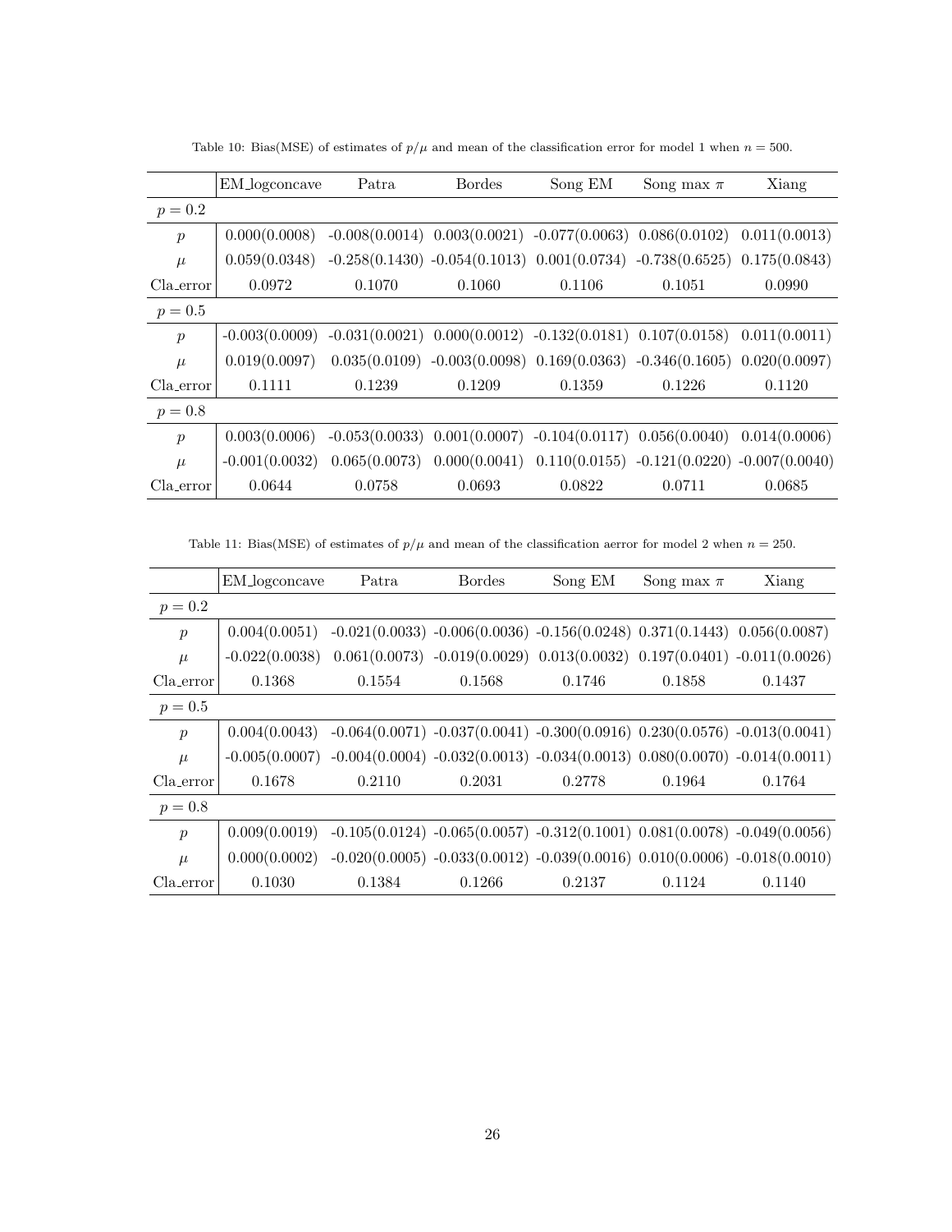Table 10: Bias(MSE) of estimates of $p/\mu$ and mean of the classification error for model 1 when $n = 500$.

| | EM_logconcave | Patra | Bordes | Song EM | Song max $\pi$ | Xiang |
|---|---|---|---|---|---|---|
| $p = 0.2$ | | | | | | |
| $p$ | 0.000(0.0008) | -0.008(0.0014) | 0.003(0.0021) | -0.077(0.0063) | 0.086(0.0102) | 0.011(0.0013) |
| $\mu$ | 0.059(0.0348) | -0.258(0.1430) | -0.054(0.1013) | 0.001(0.0734) | -0.738(0.6525) | 0.175(0.0843) |
| Cla_error | 0.0972 | 0.1070 | 0.1060 | 0.1106 | 0.1051 | 0.0990 |
| $p = 0.5$ | | | | | | |
| $p$ | -0.003(0.0009) | -0.031(0.0021) | 0.000(0.0012) | -0.132(0.0181) | 0.107(0.0158) | 0.011(0.0011) |
| $\mu$ | 0.019(0.0097) | 0.035(0.0109) | -0.003(0.0098) | 0.169(0.0363) | -0.346(0.1605) | 0.020(0.0097) |
| Cla_error | 0.1111 | 0.1239 | 0.1209 | 0.1359 | 0.1226 | 0.1120 |
| $p = 0.8$ | | | | | | |
| $p$ | 0.003(0.0006) | -0.053(0.0033) | 0.001(0.0007) | -0.104(0.0117) | 0.056(0.0040) | 0.014(0.0006) |
| $\mu$ | -0.001(0.0032) | 0.065(0.0073) | 0.000(0.0041) | 0.110(0.0155) | -0.121(0.0220) | -0.007(0.0040) |
| Cla_error | 0.0644 | 0.0758 | 0.0693 | 0.0822 | 0.0711 | 0.0685 |

Table 11: Bias(MSE) of estimates of $p/\mu$ and mean of the classification aerror for model 2 when $n = 250$.

| | EM_logconcave | Patra | Bordes | Song EM | Song max $\pi$ | Xiang |
|---|---|---|---|---|---|---|
| $p = 0.2$ | | | | | | |
| $p$ | 0.004(0.0051) | -0.021(0.0033) | -0.006(0.0036) | -0.156(0.0248) | 0.371(0.1443) | 0.056(0.0087) |
| $\mu$ | -0.022(0.0038) | 0.061(0.0073) | -0.019(0.0029) | 0.013(0.0032) | 0.197(0.0401) | -0.011(0.0026) |
| Cla_error | 0.1368 | 0.1554 | 0.1568 | 0.1746 | 0.1858 | 0.1437 |
| $p = 0.5$ | | | | | | |
| $p$ | 0.004(0.0043) | -0.064(0.0071) | -0.037(0.0041) | -0.300(0.0916) | 0.230(0.0576) | -0.013(0.0041) |
| $\mu$ | -0.005(0.0007) | -0.004(0.0004) | -0.032(0.0013) | -0.034(0.0013) | 0.080(0.0070) | -0.014(0.0011) |
| Cla_error | 0.1678 | 0.2110 | 0.2031 | 0.2778 | 0.1964 | 0.1764 |
| $p = 0.8$ | | | | | | |
| $p$ | 0.009(0.0019) | -0.105(0.0124) | -0.065(0.0057) | -0.312(0.1001) | 0.081(0.0078) | -0.049(0.0056) |
| $\mu$ | 0.000(0.0002) | -0.020(0.0005) | -0.033(0.0012) | -0.039(0.0016) | 0.010(0.0006) | -0.018(0.0010) |
| Cla_error | 0.1030 | 0.1384 | 0.1266 | 0.2137 | 0.1124 | 0.1140 |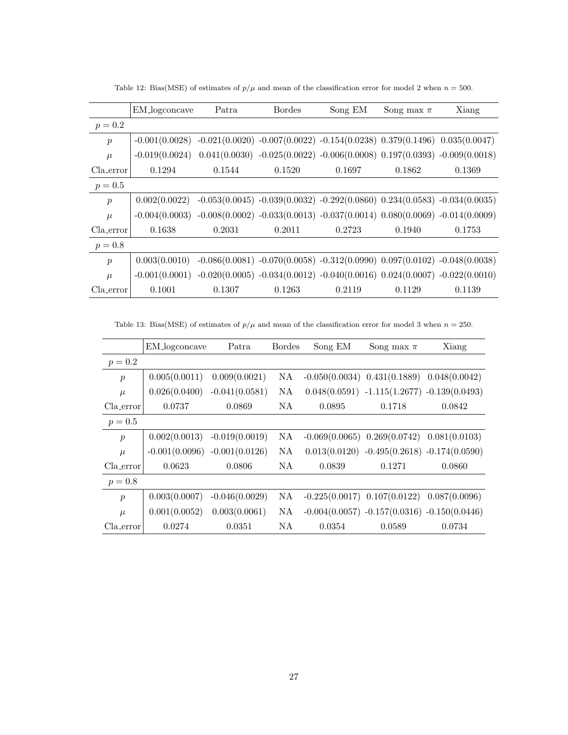Table 12: Bias(MSE) of estimates of $p/\mu$ and mean of the classification error for model 2 when $n = 500$.

| | EM_logconcave | Patra | Bordes | Song EM | Song max $\pi$ | Xiang |
|---|---|---|---|---|---|---|
| $p = 0.2$ | | | | | | |
| $p$ | -0.001(0.0028) | -0.021(0.0020) | -0.007(0.0022) | -0.154(0.0238) | 0.379(0.1496) | 0.035(0.0047) |
| $\mu$ | -0.019(0.0024) | 0.041(0.0030) | -0.025(0.0022) | -0.006(0.0008) | 0.197(0.0393) | -0.009(0.0018) |
| Cla_error | 0.1294 | 0.1544 | 0.1520 | 0.1697 | 0.1862 | 0.1369 |
| $p = 0.5$ | | | | | | |
| $p$ | 0.002(0.0022) | -0.053(0.0045) | -0.039(0.0032) | -0.292(0.0860) | 0.234(0.0583) | -0.034(0.0035) |
| $\mu$ | -0.004(0.0003) | -0.008(0.0002) | -0.033(0.0013) | -0.037(0.0014) | 0.080(0.0069) | -0.014(0.0009) |
| Cla_error | 0.1638 | 0.2031 | 0.2011 | 0.2723 | 0.1940 | 0.1753 |
| $p = 0.8$ | | | | | | |
| $p$ | 0.003(0.0010) | -0.086(0.0081) | -0.070(0.0058) | -0.312(0.0990) | 0.097(0.0102) | -0.048(0.0038) |
| $\mu$ | -0.001(0.0001) | -0.020(0.0005) | -0.034(0.0012) | -0.040(0.0016) | 0.024(0.0007) | -0.022(0.0010) |
| Cla_error | 0.1001 | 0.1307 | 0.1263 | 0.2119 | 0.1129 | 0.1139 |

Table 13: Bias(MSE) of estimates of $p/\mu$ and mean of the classification error for model 3 when $n = 250$.

| | EM_logconcave | Patra | Bordes | Song EM | Song max $\pi$ | Xiang |
|---|---|---|---|---|---|---|
| $p = 0.2$ | | | | | | |
| $p$ | 0.005(0.0011) | 0.009(0.0021) | NA | -0.050(0.0034) | 0.431(0.1889) | 0.048(0.0042) |
| $\mu$ | 0.026(0.0400) | -0.041(0.0581) | NA | 0.048(0.0591) | -1.115(1.2677) | -0.139(0.0493) |
| Cla_error | 0.0737 | 0.0869 | NA | 0.0895 | 0.1718 | 0.0842 |
| $p = 0.5$ | | | | | | |
| $p$ | 0.002(0.0013) | -0.019(0.0019) | NA | -0.069(0.0065) | 0.269(0.0742) | 0.081(0.0103) |
| $\mu$ | -0.001(0.0096) | -0.001(0.0126) | NA | 0.013(0.0120) | -0.495(0.2618) | -0.174(0.0590) |
| Cla_error | 0.0623 | 0.0806 | NA | 0.0839 | 0.1271 | 0.0860 |
| $p = 0.8$ | | | | | | |
| $p$ | 0.003(0.0007) | -0.046(0.0029) | NA | -0.225(0.0017) | 0.107(0.0122) | 0.087(0.0096) |
| $\mu$ | 0.001(0.0052) | 0.003(0.0061) | NA | -0.004(0.0057) | -0.157(0.0316) | -0.150(0.0446) |
| Cla_error | 0.0274 | 0.0351 | NA | 0.0354 | 0.0589 | 0.0734 |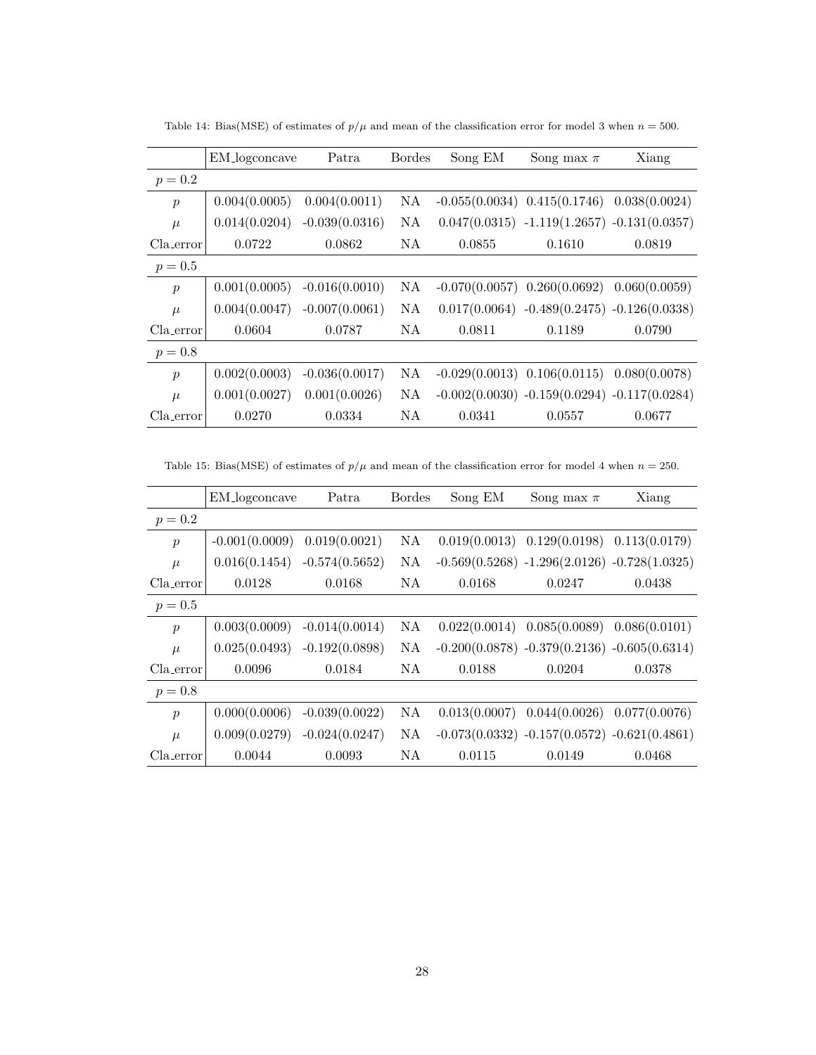Table 14: Bias(MSE) of estimates of $p/\mu$ and mean of the classification error for model 3 when $n = 500$.

| | EM_logconcave | Patra | Bordes | Song EM | Song max $\pi$ | Xiang |
|---|---|---|---|---|---|---|
| $p = 0.2$ | | | | | | |
| $p$ | 0.004(0.0005) | 0.004(0.0011) | NA | -0.055(0.0034) | 0.415(0.1746) | 0.038(0.0024) |
| $\mu$ | 0.014(0.0204) | -0.039(0.0316) | NA | 0.047(0.0315) | -1.119(1.2657) | -0.131(0.0357) |
| Cla_error | 0.0722 | 0.0862 | NA | 0.0855 | 0.1610 | 0.0819 |
| $p = 0.5$ | | | | | | |
| $p$ | 0.001(0.0005) | -0.016(0.0010) | NA | -0.070(0.0057) | 0.260(0.0692) | 0.060(0.0059) |
| $\mu$ | 0.004(0.0047) | -0.007(0.0061) | NA | 0.017(0.0064) | -0.489(0.2475) | -0.126(0.0338) |
| Cla_error | 0.0604 | 0.0787 | NA | 0.0811 | 0.1189 | 0.0790 |
| $p = 0.8$ | | | | | | |
| $p$ | 0.002(0.0003) | -0.036(0.0017) | NA | -0.029(0.0013) | 0.106(0.0115) | 0.080(0.0078) |
| $\mu$ | 0.001(0.0027) | 0.001(0.0026) | NA | -0.002(0.0030) | -0.159(0.0294) | -0.117(0.0284) |
| Cla_error | 0.0270 | 0.0334 | NA | 0.0341 | 0.0557 | 0.0677 |

Table 15: Bias(MSE) of estimates of $p/\mu$ and mean of the classification error for model 4 when $n = 250$.

| | EM_logconcave | Patra | Bordes | Song EM | Song max $\pi$ | Xiang |
|---|---|---|---|---|---|---|
| $p = 0.2$ | | | | | | |
| $p$ | -0.001(0.0009) | 0.019(0.0021) | NA | 0.019(0.0013) | 0.129(0.0198) | 0.113(0.0179) |
| $\mu$ | 0.016(0.1454) | -0.574(0.5652) | NA | -0.569(0.5268) | -1.296(2.0126) | -0.728(1.0325) |
| Cla_error | 0.0128 | 0.0168 | NA | 0.0168 | 0.0247 | 0.0438 |
| $p = 0.5$ | | | | | | |
| $p$ | 0.003(0.0009) | -0.014(0.0014) | NA | 0.022(0.0014) | 0.085(0.0089) | 0.086(0.0101) |
| $\mu$ | 0.025(0.0493) | -0.192(0.0898) | NA | -0.200(0.0878) | -0.379(0.2136) | -0.605(0.6314) |
| Cla_error | 0.0096 | 0.0184 | NA | 0.0188 | 0.0204 | 0.0378 |
| $p = 0.8$ | | | | | | |
| $p$ | 0.000(0.0006) | -0.039(0.0022) | NA | 0.013(0.0007) | 0.044(0.0026) | 0.077(0.0076) |
| $\mu$ | 0.009(0.0279) | -0.024(0.0247) | NA | -0.073(0.0332) | -0.157(0.0572) | -0.621(0.4861) |
| Cla_error | 0.0044 | 0.0093 | NA | 0.0115 | 0.0149 | 0.0468 |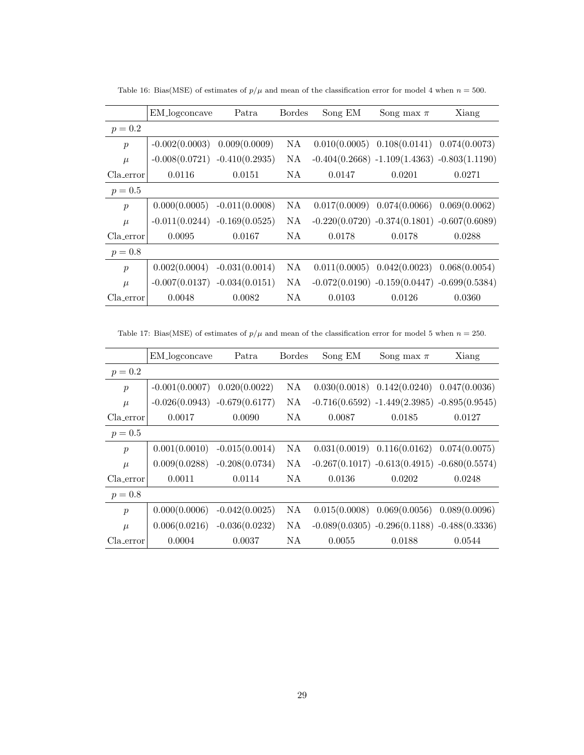Table 16: Bias(MSE) of estimates of $p/\mu$ and mean of the classification error for model 4 when $n = 500$.

| | EM_logconcave | Patra | Bordes | Song EM | Song max $\pi$ | Xiang |
|---|---|---|---|---|---|---|
| $p = 0.2$ | | | | | | |
| $p$ | -0.002(0.0003) | 0.009(0.0009) | NA | 0.010(0.0005) | 0.108(0.0141) | 0.074(0.0073) |
| $\mu$ | -0.008(0.0721) | -0.410(0.2935) | NA | -0.404(0.2668) | -1.109(1.4363) | -0.803(1.1190) |
| Cla_error | 0.0116 | 0.0151 | NA | 0.0147 | 0.0201 | 0.0271 |
| $p = 0.5$ | | | | | | |
| $p$ | 0.000(0.0005) | -0.011(0.0008) | NA | 0.017(0.0009) | 0.074(0.0066) | 0.069(0.0062) |
| $\mu$ | -0.011(0.0244) | -0.169(0.0525) | NA | -0.220(0.0720) | -0.374(0.1801) | -0.607(0.6089) |
| Cla_error | 0.0095 | 0.0167 | NA | 0.0178 | 0.0178 | 0.0288 |
| $p = 0.8$ | | | | | | |
| $p$ | 0.002(0.0004) | -0.031(0.0014) | NA | 0.011(0.0005) | 0.042(0.0023) | 0.068(0.0054) |
| $\mu$ | -0.007(0.0137) | -0.034(0.0151) | NA | -0.072(0.0190) | -0.159(0.0447) | -0.699(0.5384) |
| Cla_error | 0.0048 | 0.0082 | NA | 0.0103 | 0.0126 | 0.0360 |

Table 17: Bias(MSE) of estimates of $p/\mu$ and mean of the classification error for model 5 when $n = 250$.

| | EM_logconcave | Patra | Bordes | Song EM | Song max $\pi$ | Xiang |
|---|---|---|---|---|---|---|
| $p = 0.2$ | | | | | | |
| $p$ | -0.001(0.0007) | 0.020(0.0022) | NA | 0.030(0.0018) | 0.142(0.0240) | 0.047(0.0036) |
| $\mu$ | -0.026(0.0943) | -0.679(0.6177) | NA | -0.716(0.6592) | -1.449(2.3985) | -0.895(0.9545) |
| Cla_error | 0.0017 | 0.0090 | NA | 0.0087 | 0.0185 | 0.0127 |
| $p = 0.5$ | | | | | | |
| $p$ | 0.001(0.0010) | -0.015(0.0014) | NA | 0.031(0.0019) | 0.116(0.0162) | 0.074(0.0075) |
| $\mu$ | 0.009(0.0288) | -0.208(0.0734) | NA | -0.267(0.1017) | -0.613(0.4915) | -0.680(0.5574) |
| Cla_error | 0.0011 | 0.0114 | NA | 0.0136 | 0.0202 | 0.0248 |
| $p = 0.8$ | | | | | | |
| $p$ | 0.000(0.0006) | -0.042(0.0025) | NA | 0.015(0.0008) | 0.069(0.0056) | 0.089(0.0096) |
| $\mu$ | 0.006(0.0216) | -0.036(0.0232) | NA | -0.089(0.0305) | -0.296(0.1188) | -0.488(0.3336) |
| Cla_error | 0.0004 | 0.0037 | NA | 0.0055 | 0.0188 | 0.0544 |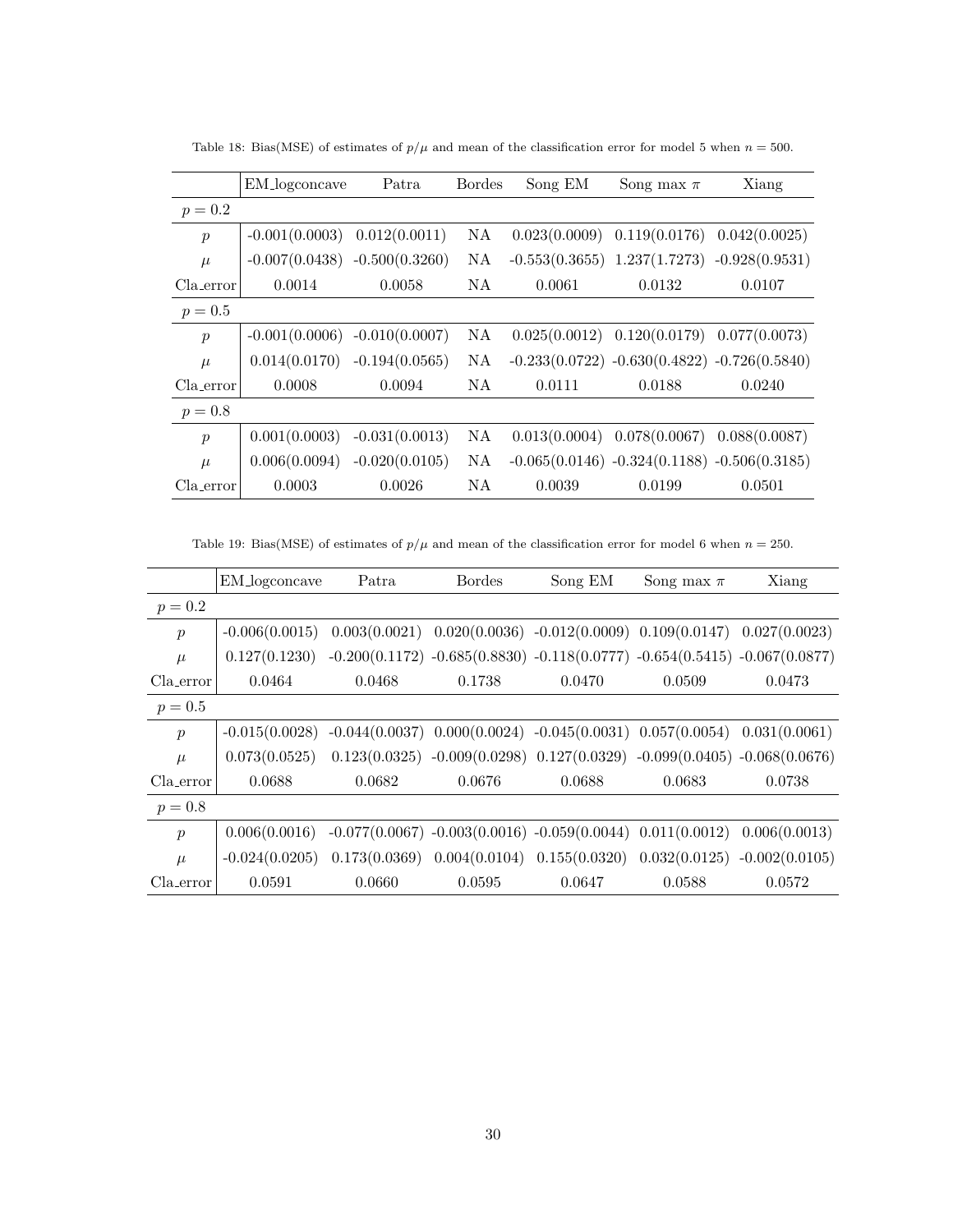Table 18: Bias(MSE) of estimates of $p/\mu$ and mean of the classification error for model 5 when $n = 500$.

| | EM_logconcave | Patra | Bordes | Song EM | Song max $\pi$ | Xiang |
|---|---|---|---|---|---|---|
| $p = 0.2$ | | | | | | |
| $p$ | -0.001(0.0003) | 0.012(0.0011) | NA | 0.023(0.0009) | 0.119(0.0176) | 0.042(0.0025) |
| $\mu$ | -0.007(0.0438) | -0.500(0.3260) | NA | -0.553(0.3655) | 1.237(1.7273) | -0.928(0.9531) |
| Cla_error | 0.0014 | 0.0058 | NA | 0.0061 | 0.0132 | 0.0107 |
| $p = 0.5$ | | | | | | |
| $p$ | -0.001(0.0006) | -0.010(0.0007) | NA | 0.025(0.0012) | 0.120(0.0179) | 0.077(0.0073) |
| $\mu$ | 0.014(0.0170) | -0.194(0.0565) | NA | -0.233(0.0722) | -0.630(0.4822) | -0.726(0.5840) |
| Cla_error | 0.0008 | 0.0094 | NA | 0.0111 | 0.0188 | 0.0240 |
| $p = 0.8$ | | | | | | |
| $p$ | 0.001(0.0003) | -0.031(0.0013) | NA | 0.013(0.0004) | 0.078(0.0067) | 0.088(0.0087) |
| $\mu$ | 0.006(0.0094) | -0.020(0.0105) | NA | -0.065(0.0146) | -0.324(0.1188) | -0.506(0.3185) |
| Cla_error | 0.0003 | 0.0026 | NA | 0.0039 | 0.0199 | 0.0501 |

Table 19: Bias(MSE) of estimates of $p/\mu$ and mean of the classification error for model 6 when $n = 250$.

| | EM_logconcave | Patra | Bordes | Song EM | Song max $\pi$ | Xiang |
|---|---|---|---|---|---|---|
| $p = 0.2$ | | | | | | |
| $p$ | -0.006(0.0015) | 0.003(0.0021) | 0.020(0.0036) | -0.012(0.0009) | 0.109(0.0147) | 0.027(0.0023) |
| $\mu$ | 0.127(0.1230) | -0.200(0.1172) | -0.685(0.8830) | -0.118(0.0777) | -0.654(0.5415) | -0.067(0.0877) |
| Cla_error | 0.0464 | 0.0468 | 0.1738 | 0.0470 | 0.0509 | 0.0473 |
| $p = 0.5$ | | | | | | |
| $p$ | -0.015(0.0028) | -0.044(0.0037) | 0.000(0.0024) | -0.045(0.0031) | 0.057(0.0054) | 0.031(0.0061) |
| $\mu$ | 0.073(0.0525) | 0.123(0.0325) | -0.009(0.0298) | 0.127(0.0329) | -0.099(0.0405) | -0.068(0.0676) |
| Cla_error | 0.0688 | 0.0682 | 0.0676 | 0.0688 | 0.0683 | 0.0738 |
| $p = 0.8$ | | | | | | |
| $p$ | 0.006(0.0016) | -0.077(0.0067) | -0.003(0.0016) | -0.059(0.0044) | 0.011(0.0012) | 0.006(0.0013) |
| $\mu$ | -0.024(0.0205) | 0.173(0.0369) | 0.004(0.0104) | 0.155(0.0320) | 0.032(0.0125) | -0.002(0.0105) |
| Cla_error | 0.0591 | 0.0660 | 0.0595 | 0.0647 | 0.0588 | 0.0572 |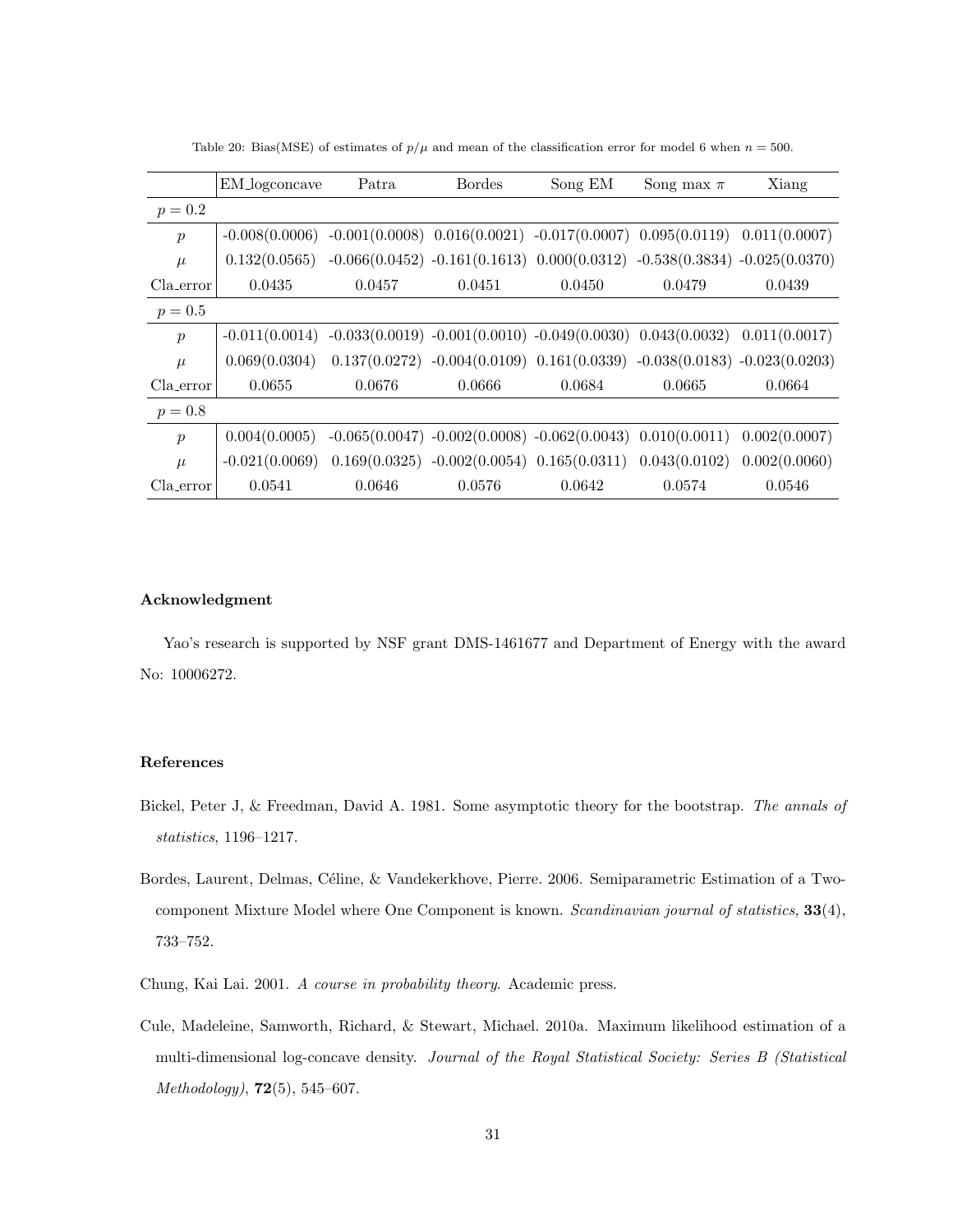Table 20: Bias(MSE) of estimates of $p/\mu$ and mean of the classification error for model 6 when $n = 500$.

| | EM_logconcave | Patra | Bordes | Song EM | Song max $\pi$ | Xiang |
|---|---|---|---|---|---|---|
| $p = 0.2$ | | | | | | |
| $p$ | -0.008(0.0006) | -0.001(0.0008) | 0.016(0.0021) | -0.017(0.0007) | 0.095(0.0119) | 0.011(0.0007) |
| $\mu$ | 0.132(0.0565) | -0.066(0.0452) | -0.161(0.1613) | 0.000(0.0312) | -0.538(0.3834) | -0.025(0.0370) |
| Cla_error | 0.0435 | 0.0457 | 0.0451 | 0.0450 | 0.0479 | 0.0439 |
| $p = 0.5$ | | | | | | |
| $p$ | -0.011(0.0014) | -0.033(0.0019) | -0.001(0.0010) | -0.049(0.0030) | 0.043(0.0032) | 0.011(0.0017) |
| $\mu$ | 0.069(0.0304) | 0.137(0.0272) | -0.004(0.0109) | 0.161(0.0339) | -0.038(0.0183) | -0.023(0.0203) |
| Cla_error | 0.0655 | 0.0676 | 0.0666 | 0.0684 | 0.0665 | 0.0664 |
| $p = 0.8$ | | | | | | |
| $p$ | 0.004(0.0005) | -0.065(0.0047) | -0.002(0.0008) | -0.062(0.0043) | 0.010(0.0011) | 0.002(0.0007) |
| $\mu$ | -0.021(0.0069) | 0.169(0.0325) | -0.002(0.0054) | 0.165(0.0311) | 0.043(0.0102) | 0.002(0.0060) |
| Cla_error | 0.0541 | 0.0646 | 0.0576 | 0.0642 | 0.0574 | 0.0546 |

## Acknowledgment

Yao's research is supported by NSF grant DMS-1461677 and Department of Energy with the award No: 10006272.

## References

Bickel, Peter J, & Freedman, David A. 1981. Some asymptotic theory for the bootstrap. *The annals of statistics*, 1196–1217.

Bordes, Laurent, Delmas, Céline, & Vandekerkhove, Pierre. 2006. Semiparametric Estimation of a Two-component Mixture Model where One Component is known. *Scandinavian journal of statistics*, **33**(4), 733–752.

Chung, Kai Lai. 2001. *A course in probability theory*. Academic press.

Cule, Madeleine, Samworth, Richard, & Stewart, Michael. 2010a. Maximum likelihood estimation of a multi-dimensional log-concave density. *Journal of the Royal Statistical Society: Series B (Statistical Methodology)*, **72**(5), 545–607.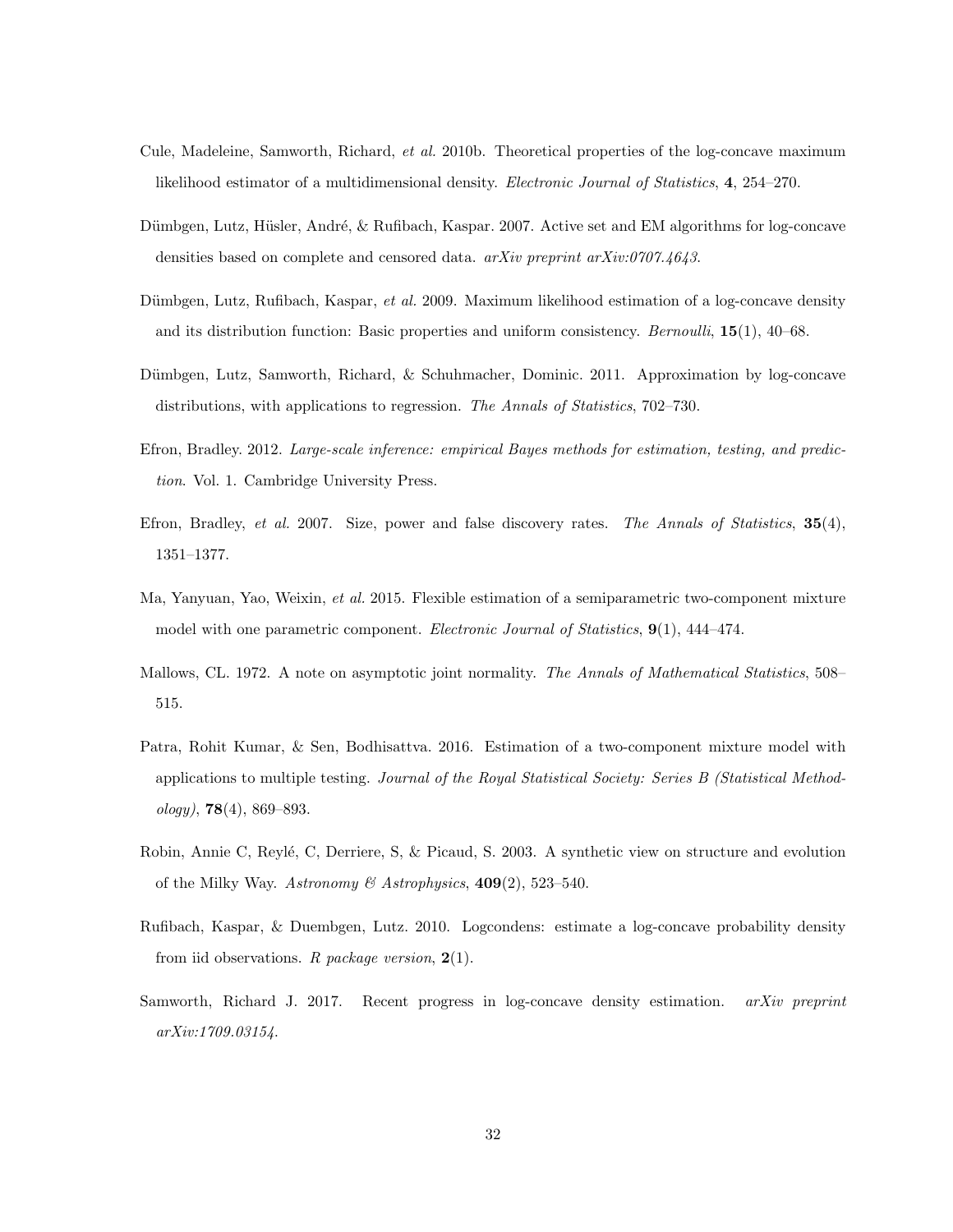Cule, Madeleine, Samworth, Richard, *et al.* 2010b. Theoretical properties of the log-concave maximum likelihood estimator of a multidimensional density. *Electronic Journal of Statistics*, **4**, 254–270.

Dümbgen, Lutz, Hüsler, André, & Rufibach, Kaspar. 2007. Active set and EM algorithms for log-concave densities based on complete and censored data. *arXiv preprint arXiv:0707.4643*.

Dümbgen, Lutz, Rufibach, Kaspar, *et al.* 2009. Maximum likelihood estimation of a log-concave density and its distribution function: Basic properties and uniform consistency. *Bernoulli*, **15**(1), 40–68.

Dümbgen, Lutz, Samworth, Richard, & Schuhmacher, Dominic. 2011. Approximation by log-concave distributions, with applications to regression. *The Annals of Statistics*, 702–730.

Efron, Bradley. 2012. *Large-scale inference: empirical Bayes methods for estimation, testing, and prediction*. Vol. 1. Cambridge University Press.

Efron, Bradley, *et al.* 2007. Size, power and false discovery rates. *The Annals of Statistics*, **35**(4), 1351–1377.

Ma, Yanyuan, Yao, Weixin, *et al.* 2015. Flexible estimation of a semiparametric two-component mixture model with one parametric component. *Electronic Journal of Statistics*, **9**(1), 444–474.

Mallows, CL. 1972. A note on asymptotic joint normality. *The Annals of Mathematical Statistics*, 508–515.

Patra, Rohit Kumar, & Sen, Bodhisattva. 2016. Estimation of a two-component mixture model with applications to multiple testing. *Journal of the Royal Statistical Society: Series B (Statistical Methodology)*, **78**(4), 869–893.

Robin, Annie C, Reylé, C, Derriere, S, & Picaud, S. 2003. A synthetic view on structure and evolution of the Milky Way. *Astronomy & Astrophysics*, **409**(2), 523–540.

Rufibach, Kaspar, & Duembgen, Lutz. 2010. Logcondens: estimate a log-concave probability density from iid observations. *R package version*, **2**(1).

Samworth, Richard J. 2017. Recent progress in log-concave density estimation. *arXiv preprint arXiv:1709.03154*.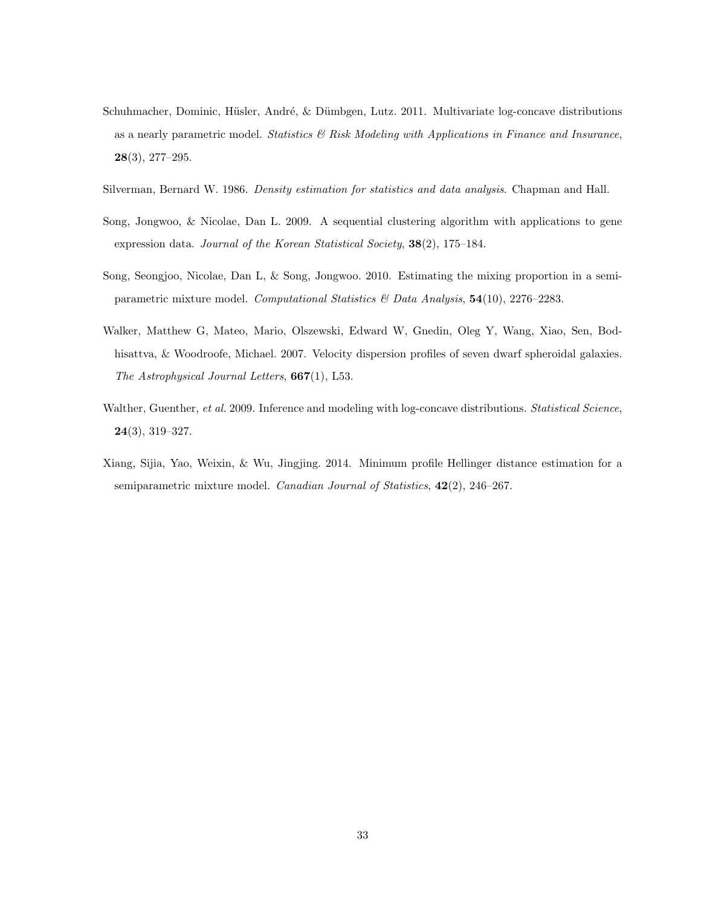Schuhmacher, Dominic, Hüsler, André, & Dümbgen, Lutz. 2011. Multivariate log-concave distributions as a nearly parametric model. *Statistics & Risk Modeling with Applications in Finance and Insurance*, **28**(3), 277–295.

Silverman, Bernard W. 1986. *Density estimation for statistics and data analysis*. Chapman and Hall.

Song, Jongwoo, & Nicolae, Dan L. 2009. A sequential clustering algorithm with applications to gene expression data. *Journal of the Korean Statistical Society*, **38**(2), 175–184.

Song, Seongjoo, Nicolae, Dan L, & Song, Jongwoo. 2010. Estimating the mixing proportion in a semiparametric mixture model. *Computational Statistics & Data Analysis*, **54**(10), 2276–2283.

Walker, Matthew G, Mateo, Mario, Olszewski, Edward W, Gnedin, Oleg Y, Wang, Xiao, Sen, Bodhisattva, & Woodroofe, Michael. 2007. Velocity dispersion profiles of seven dwarf spheroidal galaxies. *The Astrophysical Journal Letters*, **667**(1), L53.

Walther, Guenther, *et al.* 2009. Inference and modeling with log-concave distributions. *Statistical Science*, **24**(3), 319–327.

Xiang, Sijia, Yao, Weixin, & Wu, Jingjing. 2014. Minimum profile Hellinger distance estimation for a semiparametric mixture model. *Canadian Journal of Statistics*, **42**(2), 246–267.